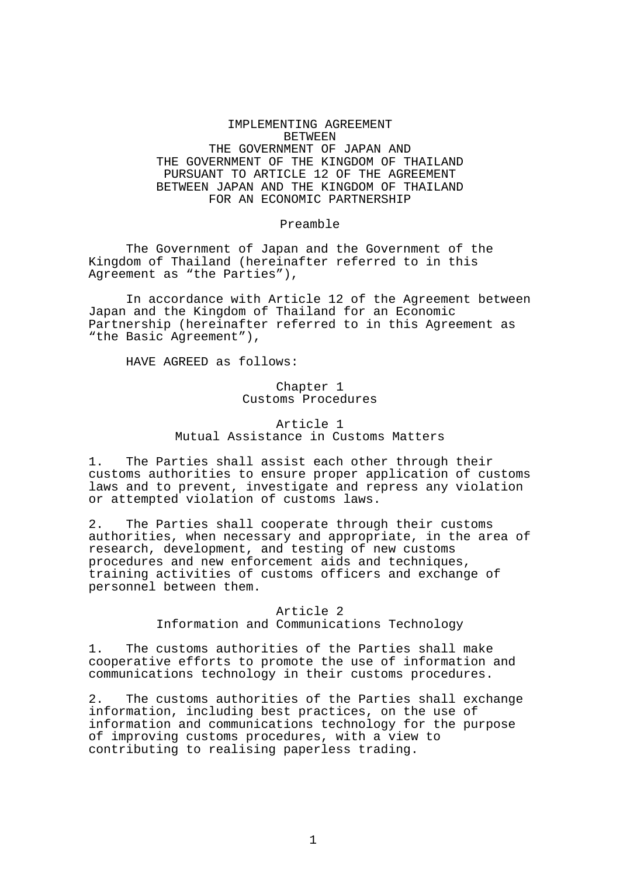# IMPLEMENTING AGREEMENT BETWEEN THE GOVERNMENT OF JAPAN AND THE GOVERNMENT OF THE KINGDOM OF THAILAND PURSUANT TO ARTICLE 12 OF THE AGREEMENT BETWEEN JAPAN AND THE KINGDOM OF THAILAND FOR AN ECONOMIC PARTNERSHIP

## Preamble

The Government of Japan and the Government of the Kingdom of Thailand (hereinafter referred to in this Agreement as "the Parties"),

In accordance with Article 12 of the Agreement between Japan and the Kingdom of Thailand for an Economic Partnership (hereinafter referred to in this Agreement as "the Basic Agreement"),

HAVE AGREED as follows:

## Chapter 1
## Customs Procedures

### Article 1
### Mutual Assistance in Customs Matters

1. The Parties shall assist each other through their customs authorities to ensure proper application of customs laws and to prevent, investigate and repress any violation or attempted violation of customs laws.

2. The Parties shall cooperate through their customs authorities, when necessary and appropriate, in the area of research, development, and testing of new customs procedures and new enforcement aids and techniques, training activities of customs officers and exchange of personnel between them.

### Article 2
### Information and Communications Technology

1. The customs authorities of the Parties shall make cooperative efforts to promote the use of information and communications technology in their customs procedures.

2. The customs authorities of the Parties shall exchange information, including best practices, on the use of information and communications technology for the purpose of improving customs procedures, with a view to contributing to realising paperless trading.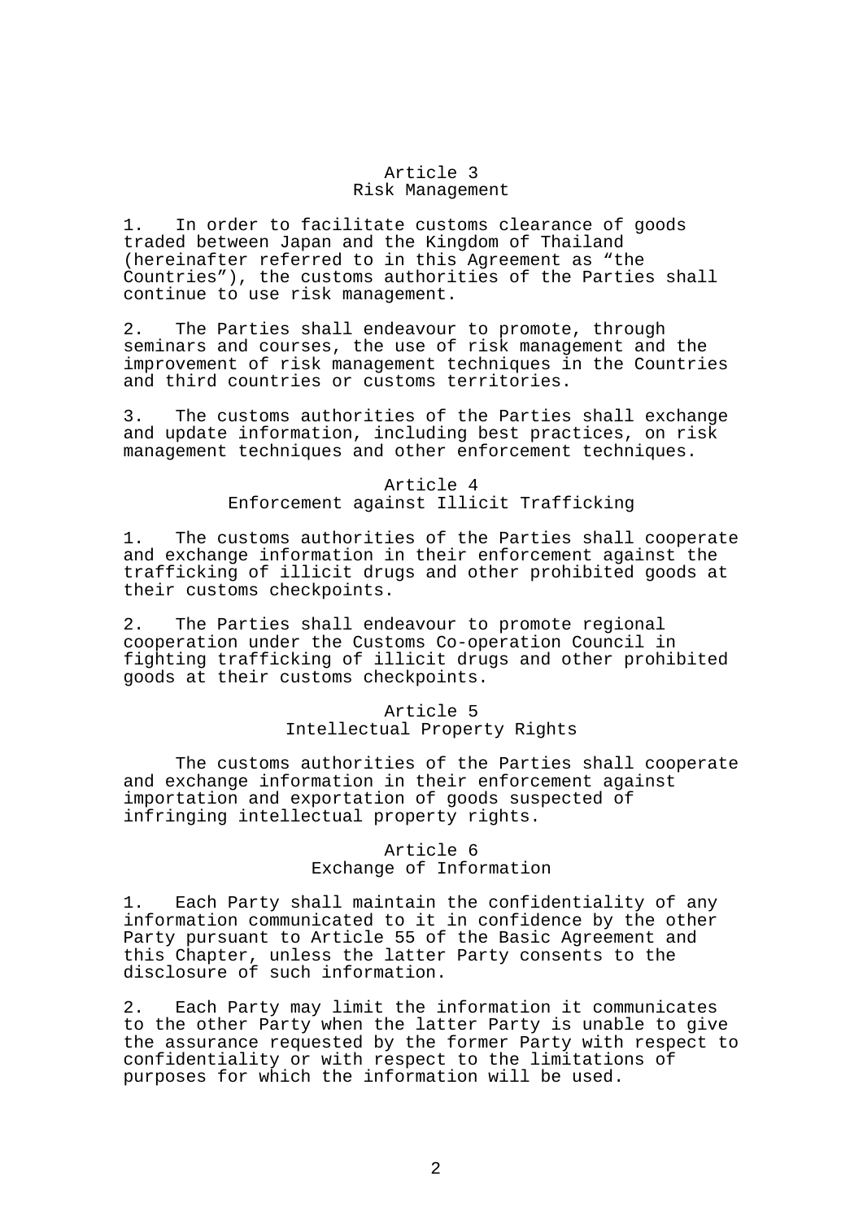## Article 3
## Risk Management

1. In order to facilitate customs clearance of goods traded between Japan and the Kingdom of Thailand (hereinafter referred to in this Agreement as “the Countries”), the customs authorities of the Parties shall continue to use risk management.

2. The Parties shall endeavour to promote, through seminars and courses, the use of risk management and the improvement of risk management techniques in the Countries and third countries or customs territories.

3. The customs authorities of the Parties shall exchange and update information, including best practices, on risk management techniques and other enforcement techniques.

## Article 4
## Enforcement against Illicit Trafficking

1. The customs authorities of the Parties shall cooperate and exchange information in their enforcement against the trafficking of illicit drugs and other prohibited goods at their customs checkpoints.

2. The Parties shall endeavour to promote regional cooperation under the Customs Co-operation Council in fighting trafficking of illicit drugs and other prohibited goods at their customs checkpoints.

## Article 5
## Intellectual Property Rights

The customs authorities of the Parties shall cooperate and exchange information in their enforcement against importation and exportation of goods suspected of infringing intellectual property rights.

## Article 6
## Exchange of Information

1. Each Party shall maintain the confidentiality of any information communicated to it in confidence by the other Party pursuant to Article 55 of the Basic Agreement and this Chapter, unless the latter Party consents to the disclosure of such information.

2. Each Party may limit the information it communicates to the other Party when the latter Party is unable to give the assurance requested by the former Party with respect to confidentiality or with respect to the limitations of purposes for which the information will be used.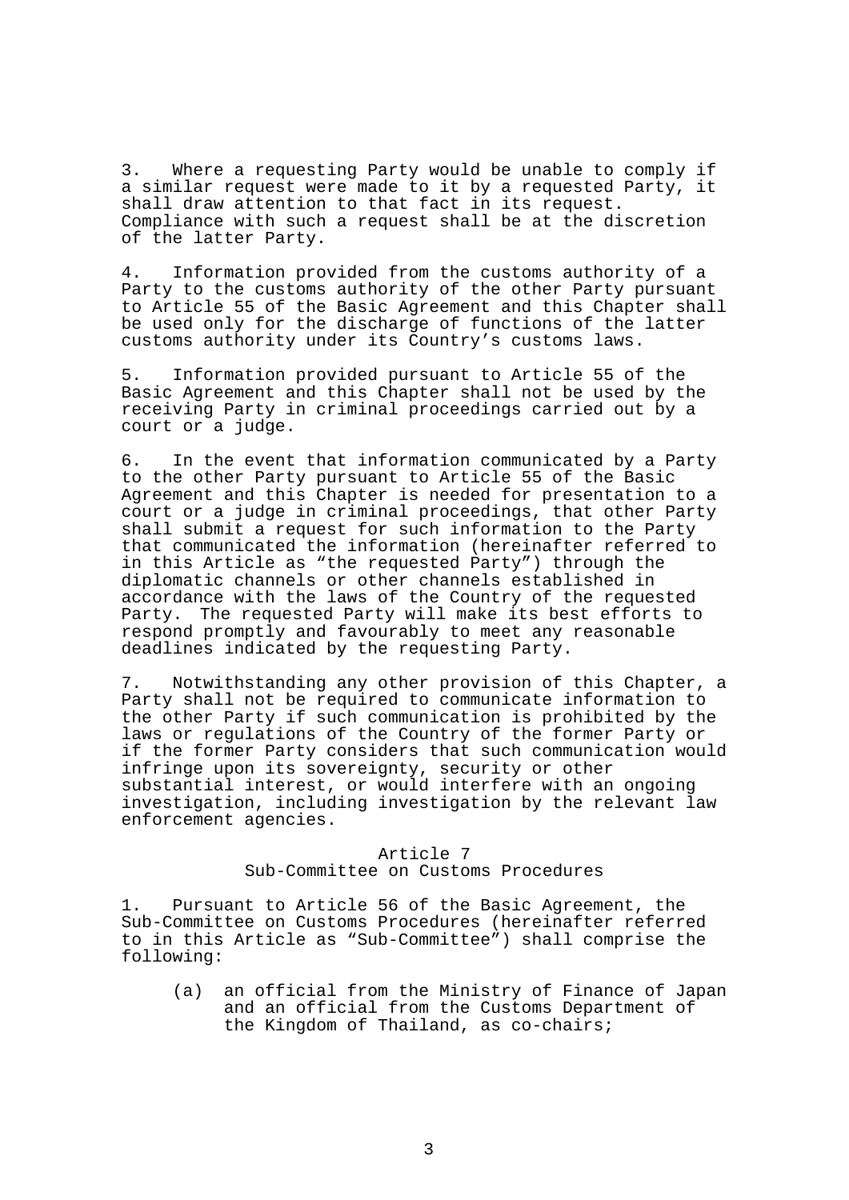3. Where a requesting Party would be unable to comply if a similar request were made to it by a requested Party, it shall draw attention to that fact in its request. Compliance with such a request shall be at the discretion of the latter Party.

4. Information provided from the customs authority of a Party to the customs authority of the other Party pursuant to Article 55 of the Basic Agreement and this Chapter shall be used only for the discharge of functions of the latter customs authority under its Country's customs laws.

5. Information provided pursuant to Article 55 of the Basic Agreement and this Chapter shall not be used by the receiving Party in criminal proceedings carried out by a court or a judge.

6. In the event that information communicated by a Party to the other Party pursuant to Article 55 of the Basic Agreement and this Chapter is needed for presentation to a court or a judge in criminal proceedings, that other Party shall submit a request for such information to the Party that communicated the information (hereinafter referred to in this Article as "the requested Party") through the diplomatic channels or other channels established in accordance with the laws of the Country of the requested Party. The requested Party will make its best efforts to respond promptly and favourably to meet any reasonable deadlines indicated by the requesting Party.

7. Notwithstanding any other provision of this Chapter, a Party shall not be required to communicate information to the other Party if such communication is prohibited by the laws or regulations of the Country of the former Party or if the former Party considers that such communication would infringe upon its sovereignty, security or other substantial interest, or would interfere with an ongoing investigation, including investigation by the relevant law enforcement agencies.

## Article 7
## Sub-Committee on Customs Procedures

1. Pursuant to Article 56 of the Basic Agreement, the Sub-Committee on Customs Procedures (hereinafter referred to in this Article as "Sub-Committee") shall comprise the following:

   (a) an official from the Ministry of Finance of Japan and an official from the Customs Department of the Kingdom of Thailand, as co-chairs;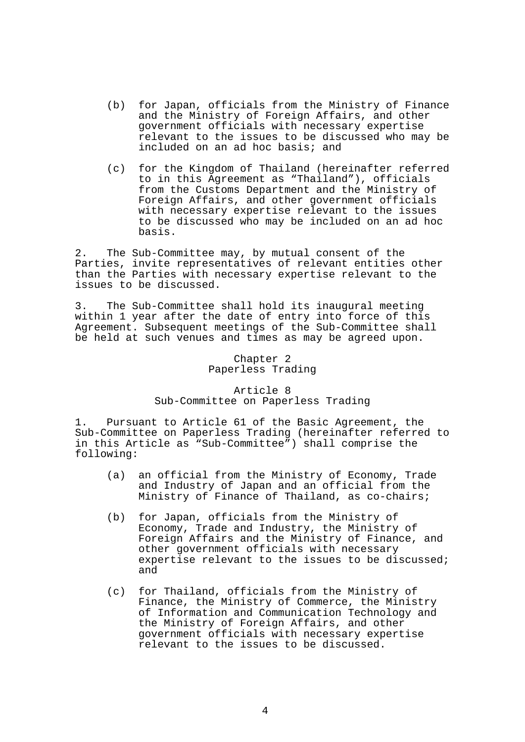(b) for Japan, officials from the Ministry of Finance and the Ministry of Foreign Affairs, and other government officials with necessary expertise relevant to the issues to be discussed who may be included on an ad hoc basis; and

(c) for the Kingdom of Thailand (hereinafter referred to in this Agreement as "Thailand"), officials from the Customs Department and the Ministry of Foreign Affairs, and other government officials with necessary expertise relevant to the issues to be discussed who may be included on an ad hoc basis.

2. The Sub-Committee may, by mutual consent of the Parties, invite representatives of relevant entities other than the Parties with necessary expertise relevant to the issues to be discussed.

3. The Sub-Committee shall hold its inaugural meeting within 1 year after the date of entry into force of this Agreement. Subsequent meetings of the Sub-Committee shall be held at such venues and times as may be agreed upon.

## Chapter 2
## Paperless Trading

### Article 8
### Sub-Committee on Paperless Trading

1. Pursuant to Article 61 of the Basic Agreement, the Sub-Committee on Paperless Trading (hereinafter referred to in this Article as "Sub-Committee") shall comprise the following:

(a) an official from the Ministry of Economy, Trade and Industry of Japan and an official from the Ministry of Finance of Thailand, as co-chairs;

(b) for Japan, officials from the Ministry of Economy, Trade and Industry, the Ministry of Foreign Affairs and the Ministry of Finance, and other government officials with necessary expertise relevant to the issues to be discussed; and

(c) for Thailand, officials from the Ministry of Finance, the Ministry of Commerce, the Ministry of Information and Communication Technology and the Ministry of Foreign Affairs, and other government officials with necessary expertise relevant to the issues to be discussed.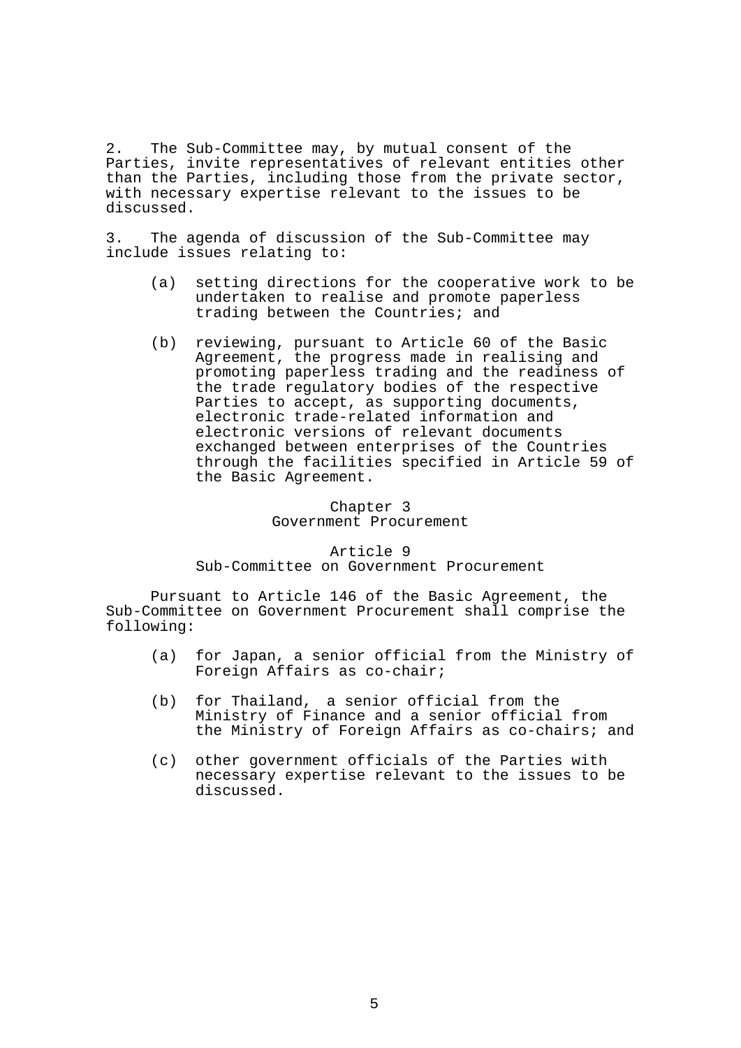2. The Sub-Committee may, by mutual consent of the Parties, invite representatives of relevant entities other than the Parties, including those from the private sector, with necessary expertise relevant to the issues to be discussed.

3. The agenda of discussion of the Sub-Committee may include issues relating to:

(a) setting directions for the cooperative work to be undertaken to realise and promote paperless trading between the Countries; and

(b) reviewing, pursuant to Article 60 of the Basic Agreement, the progress made in realising and promoting paperless trading and the readiness of the trade regulatory bodies of the respective Parties to accept, as supporting documents, electronic trade-related information and electronic versions of relevant documents exchanged between enterprises of the Countries through the facilities specified in Article 59 of the Basic Agreement.

## Chapter 3
## Government Procurement

### Article 9
### Sub-Committee on Government Procurement

Pursuant to Article 146 of the Basic Agreement, the Sub-Committee on Government Procurement shall comprise the following:

(a) for Japan, a senior official from the Ministry of Foreign Affairs as co-chair;

(b) for Thailand, a senior official from the Ministry of Finance and a senior official from the Ministry of Foreign Affairs as co-chairs; and

(c) other government officials of the Parties with necessary expertise relevant to the issues to be discussed.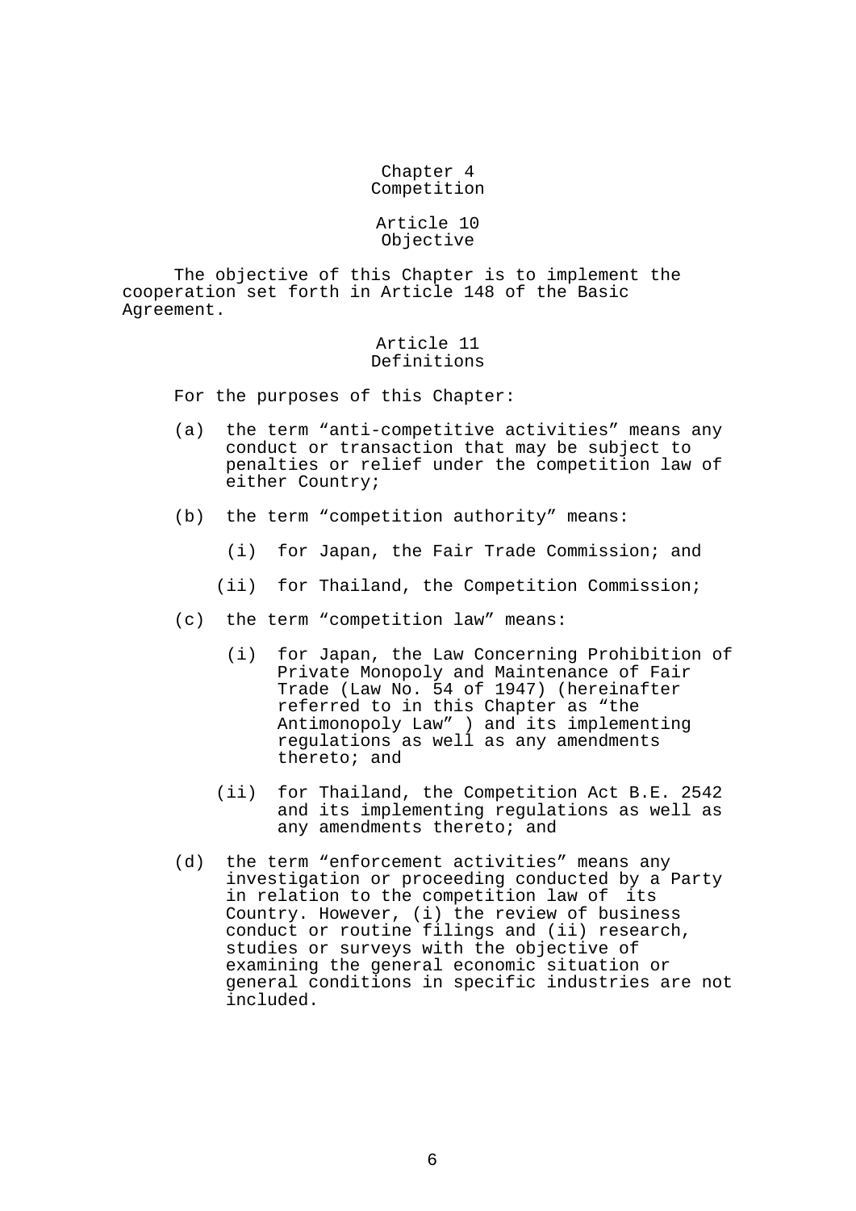## Chapter 4
## Competition

### Article 10
### Objective

The objective of this Chapter is to implement the cooperation set forth in Article 148 of the Basic Agreement.

### Article 11
### Definitions

For the purposes of this Chapter:

(a) the term "anti-competitive activities" means any conduct or transaction that may be subject to penalties or relief under the competition law of either Country;

(b) the term "competition authority" means:

  (i) for Japan, the Fair Trade Commission; and

  (ii) for Thailand, the Competition Commission;

(c) the term "competition law" means:

  (i) for Japan, the Law Concerning Prohibition of Private Monopoly and Maintenance of Fair Trade (Law No. 54 of 1947) (hereinafter referred to in this Chapter as "the Antimonopoly Law" ) and its implementing regulations as well as any amendments thereto; and

  (ii) for Thailand, the Competition Act B.E. 2542 and its implementing regulations as well as any amendments thereto; and

(d) the term "enforcement activities" means any investigation or proceeding conducted by a Party in relation to the competition law of its Country. However, (i) the review of business conduct or routine filings and (ii) research, studies or surveys with the objective of examining the general economic situation or general conditions in specific industries are not included.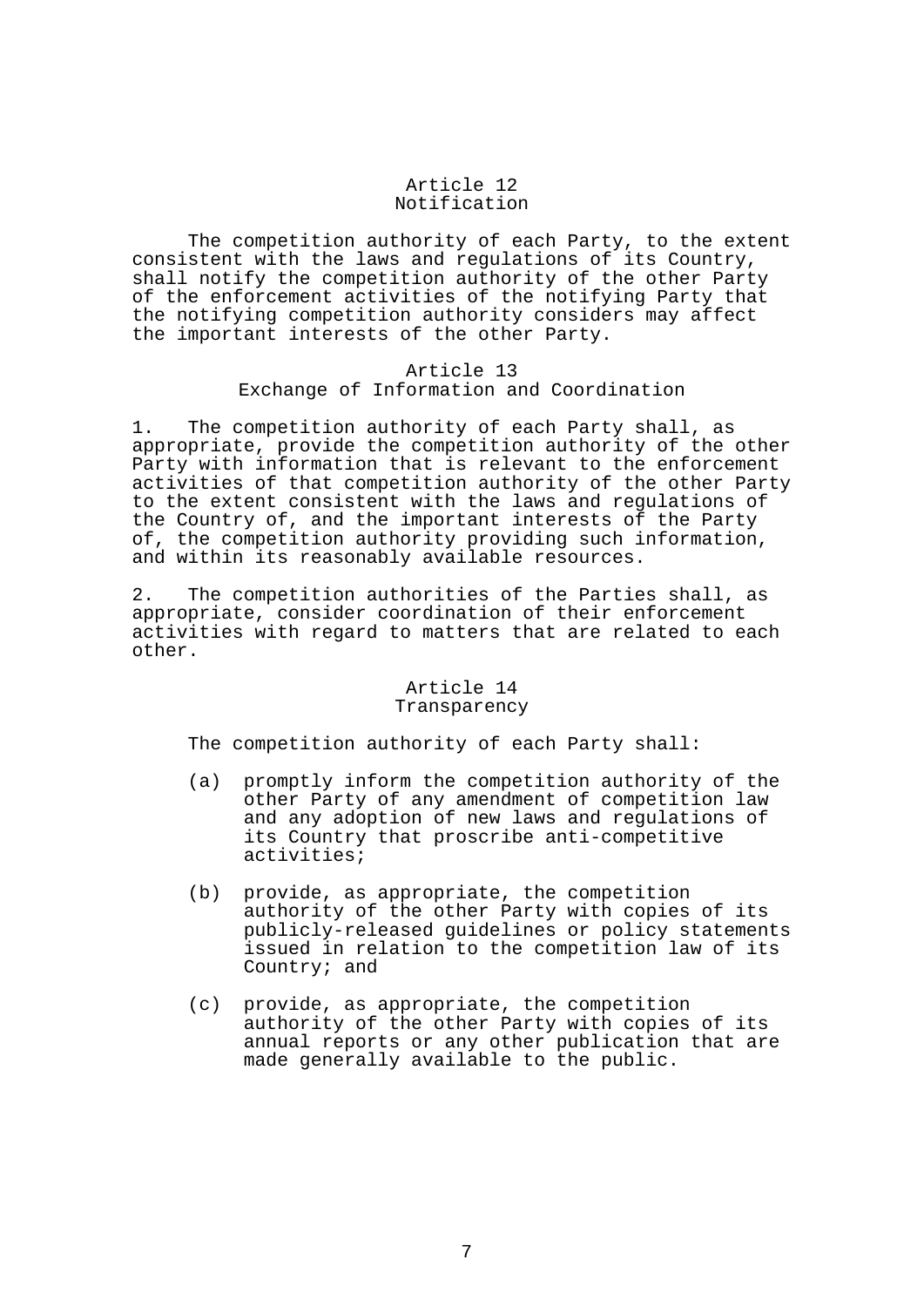## Article 12
## Notification

The competition authority of each Party, to the extent consistent with the laws and regulations of its Country, shall notify the competition authority of the other Party of the enforcement activities of the notifying Party that the notifying competition authority considers may affect the important interests of the other Party.

## Article 13
## Exchange of Information and Coordination

1. The competition authority of each Party shall, as appropriate, provide the competition authority of the other Party with information that is relevant to the enforcement activities of that competition authority of the other Party to the extent consistent with the laws and regulations of the Country of, and the important interests of the Party of, the competition authority providing such information, and within its reasonably available resources.

2. The competition authorities of the Parties shall, as appropriate, consider coordination of their enforcement activities with regard to matters that are related to each other.

## Article 14
## Transparency

The competition authority of each Party shall:

(a) promptly inform the competition authority of the other Party of any amendment of competition law and any adoption of new laws and regulations of its Country that proscribe anti-competitive activities;

(b) provide, as appropriate, the competition authority of the other Party with copies of its publicly-released guidelines or policy statements issued in relation to the competition law of its Country; and

(c) provide, as appropriate, the competition authority of the other Party with copies of its annual reports or any other publication that are made generally available to the public.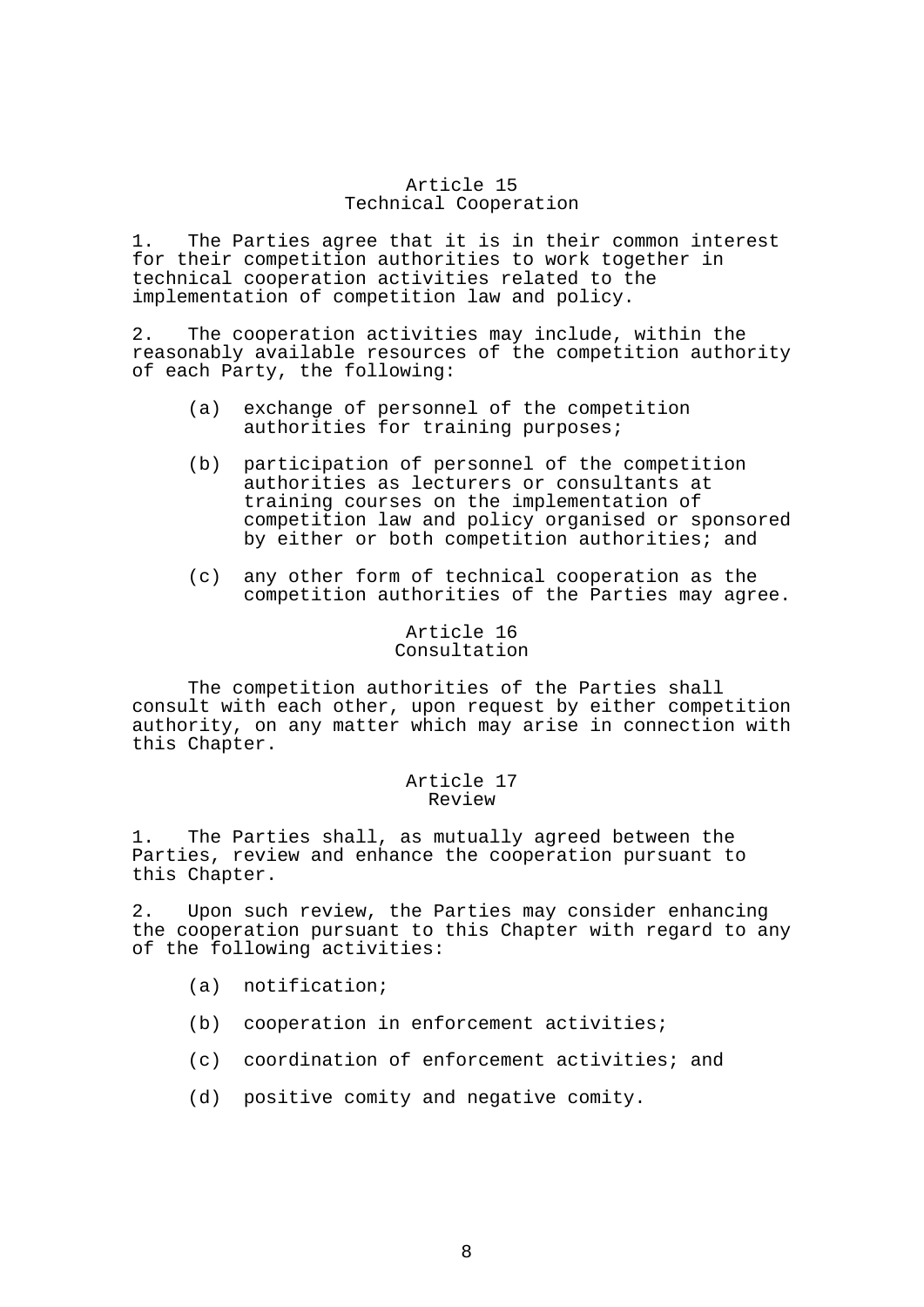## Article 15
## Technical Cooperation

1. The Parties agree that it is in their common interest for their competition authorities to work together in technical cooperation activities related to the implementation of competition law and policy.

2. The cooperation activities may include, within the reasonably available resources of the competition authority of each Party, the following:

   (a) exchange of personnel of the competition authorities for training purposes;

   (b) participation of personnel of the competition authorities as lecturers or consultants at training courses on the implementation of competition law and policy organised or sponsored by either or both competition authorities; and

   (c) any other form of technical cooperation as the competition authorities of the Parties may agree.

## Article 16
## Consultation

The competition authorities of the Parties shall consult with each other, upon request by either competition authority, on any matter which may arise in connection with this Chapter.

## Article 17
## Review

1. The Parties shall, as mutually agreed between the Parties, review and enhance the cooperation pursuant to this Chapter.

2. Upon such review, the Parties may consider enhancing the cooperation pursuant to this Chapter with regard to any of the following activities:

   (a) notification;

   (b) cooperation in enforcement activities;

   (c) coordination of enforcement activities; and

   (d) positive comity and negative comity.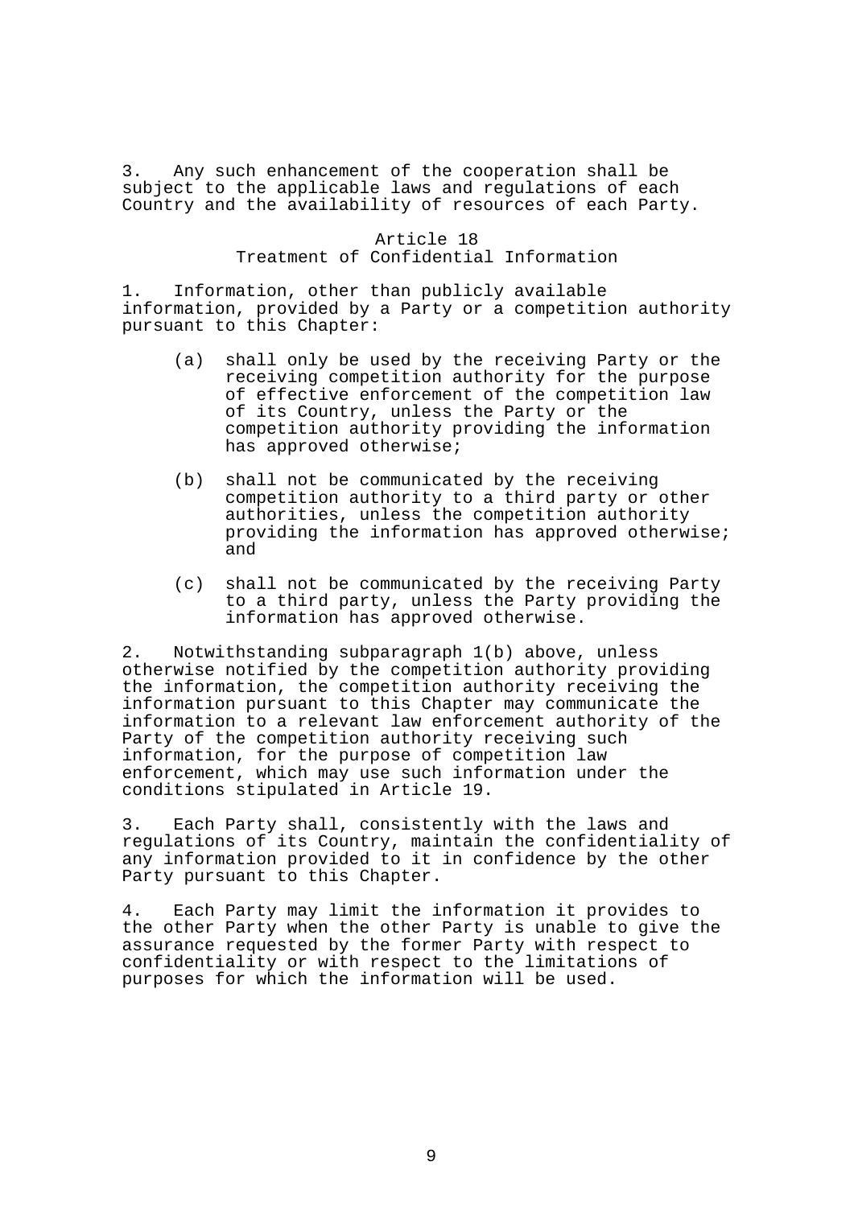3. Any such enhancement of the cooperation shall be subject to the applicable laws and regulations of each Country and the availability of resources of each Party.

## Article 18
## Treatment of Confidential Information

1. Information, other than publicly available information, provided by a Party or a competition authority pursuant to this Chapter:

   (a) shall only be used by the receiving Party or the receiving competition authority for the purpose of effective enforcement of the competition law of its Country, unless the Party or the competition authority providing the information has approved otherwise;

   (b) shall not be communicated by the receiving competition authority to a third party or other authorities, unless the competition authority providing the information has approved otherwise; and

   (c) shall not be communicated by the receiving Party to a third party, unless the Party providing the information has approved otherwise.

2. Notwithstanding subparagraph 1(b) above, unless otherwise notified by the competition authority providing the information, the competition authority receiving the information pursuant to this Chapter may communicate the information to a relevant law enforcement authority of the Party of the competition authority receiving such information, for the purpose of competition law enforcement, which may use such information under the conditions stipulated in Article 19.

3. Each Party shall, consistently with the laws and regulations of its Country, maintain the confidentiality of any information provided to it in confidence by the other Party pursuant to this Chapter.

4. Each Party may limit the information it provides to the other Party when the other Party is unable to give the assurance requested by the former Party with respect to confidentiality or with respect to the limitations of purposes for which the information will be used.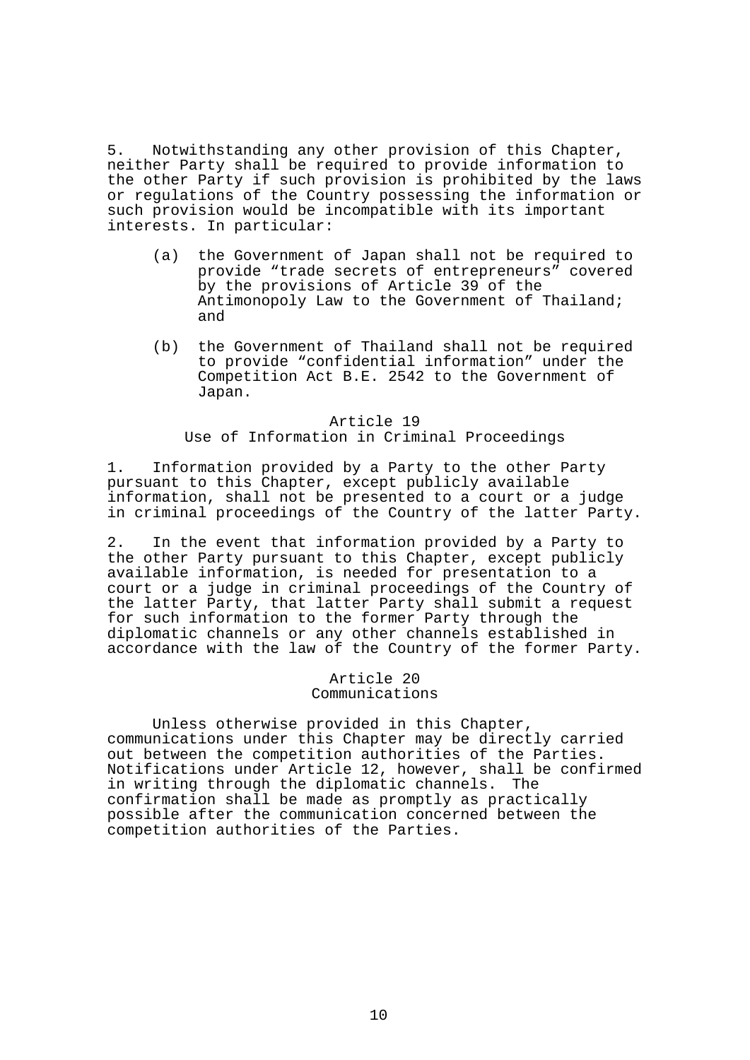5. Notwithstanding any other provision of this Chapter, neither Party shall be required to provide information to the other Party if such provision is prohibited by the laws or regulations of the Country possessing the information or such provision would be incompatible with its important interests. In particular:

(a) the Government of Japan shall not be required to provide "trade secrets of entrepreneurs" covered by the provisions of Article 39 of the Antimonopoly Law to the Government of Thailand; and

(b) the Government of Thailand shall not be required to provide "confidential information" under the Competition Act B.E. 2542 to the Government of Japan.

## Article 19
## Use of Information in Criminal Proceedings

1. Information provided by a Party to the other Party pursuant to this Chapter, except publicly available information, shall not be presented to a court or a judge in criminal proceedings of the Country of the latter Party.

2. In the event that information provided by a Party to the other Party pursuant to this Chapter, except publicly available information, is needed for presentation to a court or a judge in criminal proceedings of the Country of the latter Party, that latter Party shall submit a request for such information to the former Party through the diplomatic channels or any other channels established in accordance with the law of the Country of the former Party.

## Article 20
## Communications

Unless otherwise provided in this Chapter, communications under this Chapter may be directly carried out between the competition authorities of the Parties. Notifications under Article 12, however, shall be confirmed in writing through the diplomatic channels. The confirmation shall be made as promptly as practically possible after the communication concerned between the competition authorities of the Parties.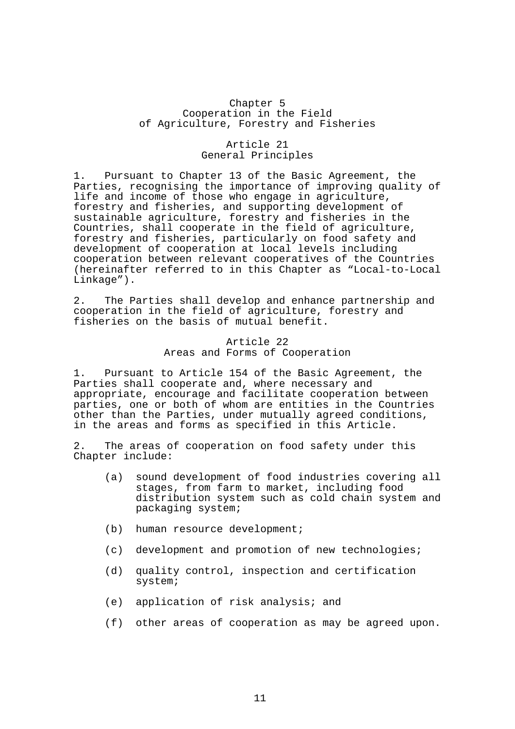## Chapter 5
## Cooperation in the Field of Agriculture, Forestry and Fisheries

### Article 21
### General Principles

1. Pursuant to Chapter 13 of the Basic Agreement, the Parties, recognising the importance of improving quality of life and income of those who engage in agriculture, forestry and fisheries, and supporting development of sustainable agriculture, forestry and fisheries in the Countries, shall cooperate in the field of agriculture, forestry and fisheries, particularly on food safety and development of cooperation at local levels including cooperation between relevant cooperatives of the Countries (hereinafter referred to in this Chapter as "Local-to-Local Linkage").

2. The Parties shall develop and enhance partnership and cooperation in the field of agriculture, forestry and fisheries on the basis of mutual benefit.

### Article 22
### Areas and Forms of Cooperation

1. Pursuant to Article 154 of the Basic Agreement, the Parties shall cooperate and, where necessary and appropriate, encourage and facilitate cooperation between parties, one or both of whom are entities in the Countries other than the Parties, under mutually agreed conditions, in the areas and forms as specified in this Article.

2. The areas of cooperation on food safety under this Chapter include:

   (a) sound development of food industries covering all stages, from farm to market, including food distribution system such as cold chain system and packaging system;

   (b) human resource development;

   (c) development and promotion of new technologies;

   (d) quality control, inspection and certification system;

   (e) application of risk analysis; and

   (f) other areas of cooperation as may be agreed upon.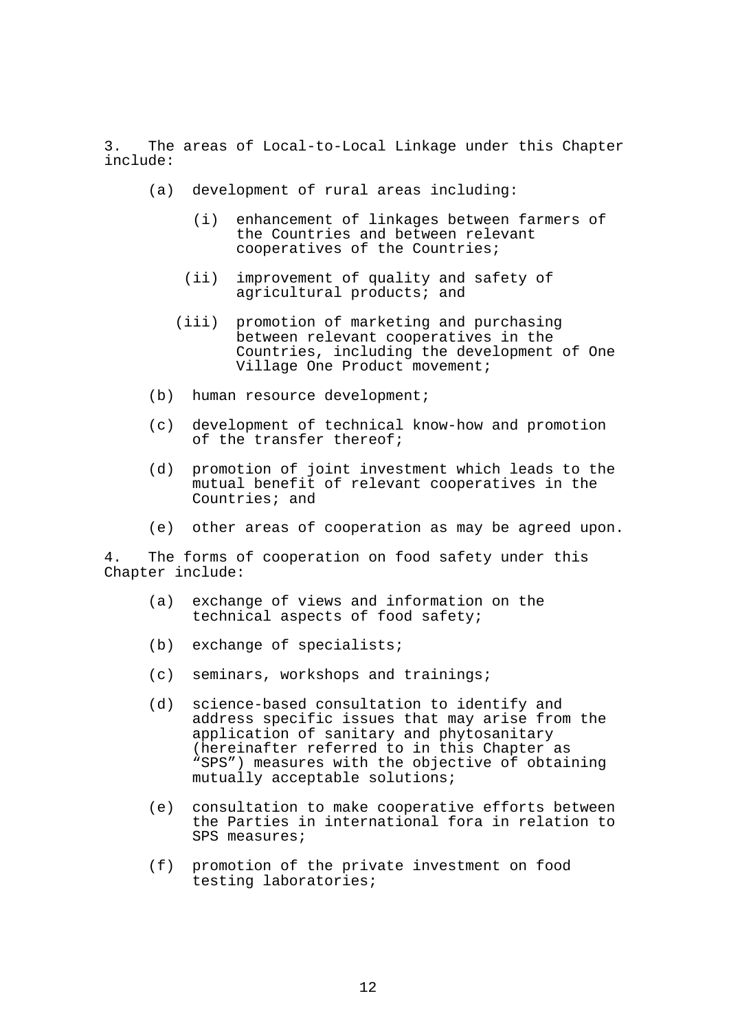3. The areas of Local-to-Local Linkage under this Chapter include:

(a) development of rural areas including:

(i) enhancement of linkages between farmers of the Countries and between relevant cooperatives of the Countries;

(ii) improvement of quality and safety of agricultural products; and

(iii) promotion of marketing and purchasing between relevant cooperatives in the Countries, including the development of One Village One Product movement;

(b) human resource development;

(c) development of technical know-how and promotion of the transfer thereof;

(d) promotion of joint investment which leads to the mutual benefit of relevant cooperatives in the Countries; and

(e) other areas of cooperation as may be agreed upon.

4. The forms of cooperation on food safety under this Chapter include:

(a) exchange of views and information on the technical aspects of food safety;

(b) exchange of specialists;

(c) seminars, workshops and trainings;

(d) science-based consultation to identify and address specific issues that may arise from the application of sanitary and phytosanitary (hereinafter referred to in this Chapter as "SPS") measures with the objective of obtaining mutually acceptable solutions;

(e) consultation to make cooperative efforts between the Parties in international fora in relation to SPS measures;

(f) promotion of the private investment on food testing laboratories;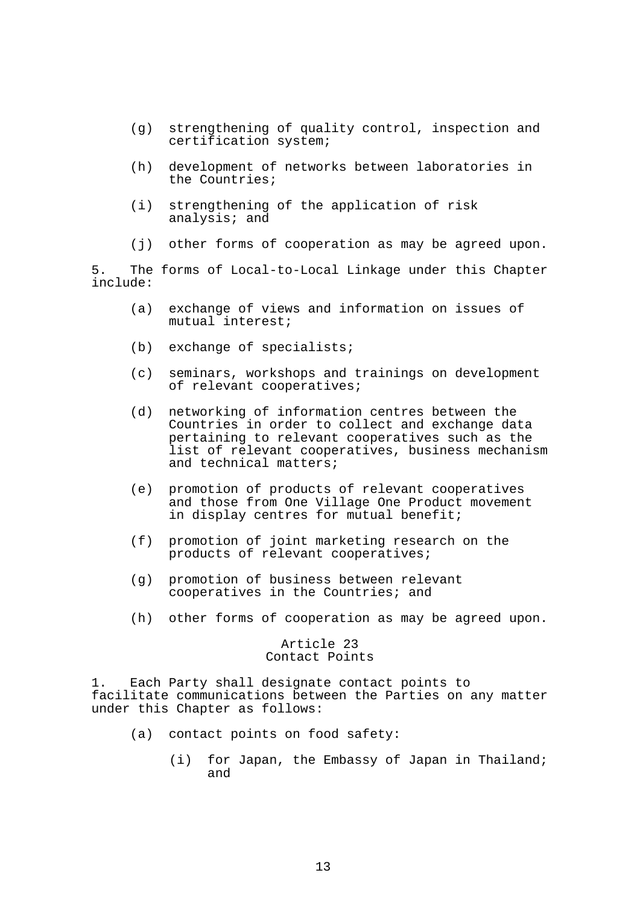(g) strengthening of quality control, inspection and certification system;

(h) development of networks between laboratories in the Countries;

(i) strengthening of the application of risk analysis; and

(j) other forms of cooperation as may be agreed upon.

5. The forms of Local-to-Local Linkage under this Chapter include:

(a) exchange of views and information on issues of mutual interest;

(b) exchange of specialists;

(c) seminars, workshops and trainings on development of relevant cooperatives;

(d) networking of information centres between the Countries in order to collect and exchange data pertaining to relevant cooperatives such as the list of relevant cooperatives, business mechanism and technical matters;

(e) promotion of products of relevant cooperatives and those from One Village One Product movement in display centres for mutual benefit;

(f) promotion of joint marketing research on the products of relevant cooperatives;

(g) promotion of business between relevant cooperatives in the Countries; and

(h) other forms of cooperation as may be agreed upon.

## Article 23
## Contact Points

1. Each Party shall designate contact points to facilitate communications between the Parties on any matter under this Chapter as follows:

(a) contact points on food safety:

(i) for Japan, the Embassy of Japan in Thailand; and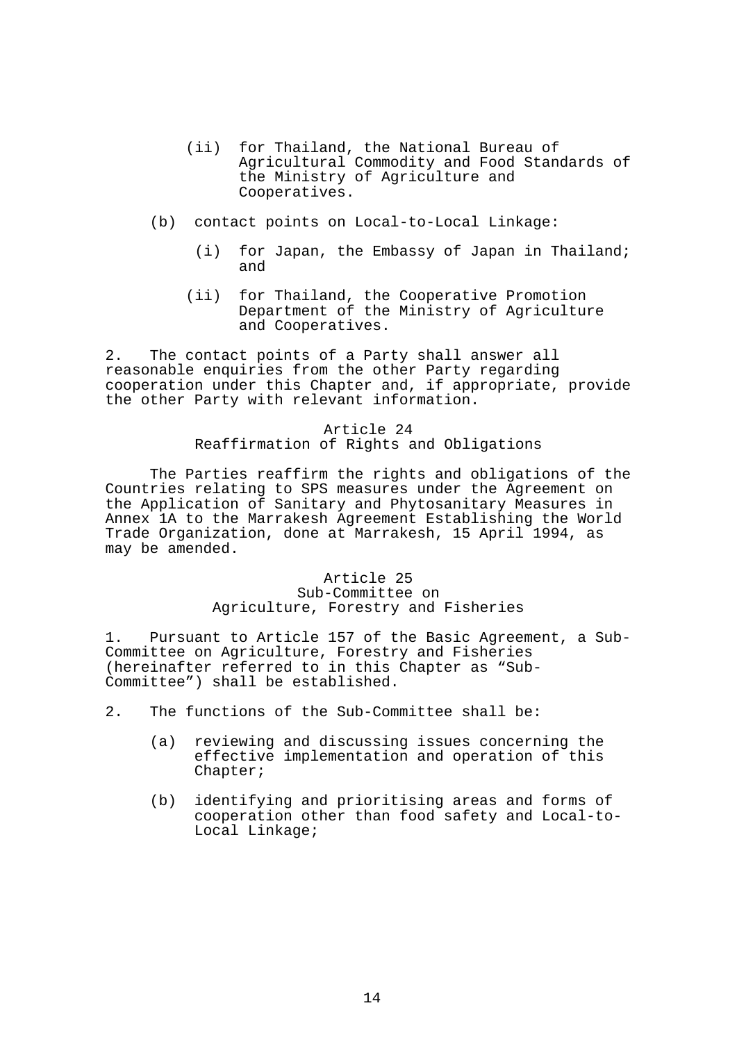(ii) for Thailand, the National Bureau of Agricultural Commodity and Food Standards of the Ministry of Agriculture and Cooperatives.

(b) contact points on Local-to-Local Linkage:

(i) for Japan, the Embassy of Japan in Thailand; and

(ii) for Thailand, the Cooperative Promotion Department of the Ministry of Agriculture and Cooperatives.

2. The contact points of a Party shall answer all reasonable enquiries from the other Party regarding cooperation under this Chapter and, if appropriate, provide the other Party with relevant information.

## Article 24
## Reaffirmation of Rights and Obligations

The Parties reaffirm the rights and obligations of the Countries relating to SPS measures under the Agreement on the Application of Sanitary and Phytosanitary Measures in Annex 1A to the Marrakesh Agreement Establishing the World Trade Organization, done at Marrakesh, 15 April 1994, as may be amended.

## Article 25
## Sub-Committee on Agriculture, Forestry and Fisheries

1. Pursuant to Article 157 of the Basic Agreement, a Sub-Committee on Agriculture, Forestry and Fisheries (hereinafter referred to in this Chapter as "Sub-Committee") shall be established.

2. The functions of the Sub-Committee shall be:

(a) reviewing and discussing issues concerning the effective implementation and operation of this Chapter;

(b) identifying and prioritising areas and forms of cooperation other than food safety and Local-to-Local Linkage;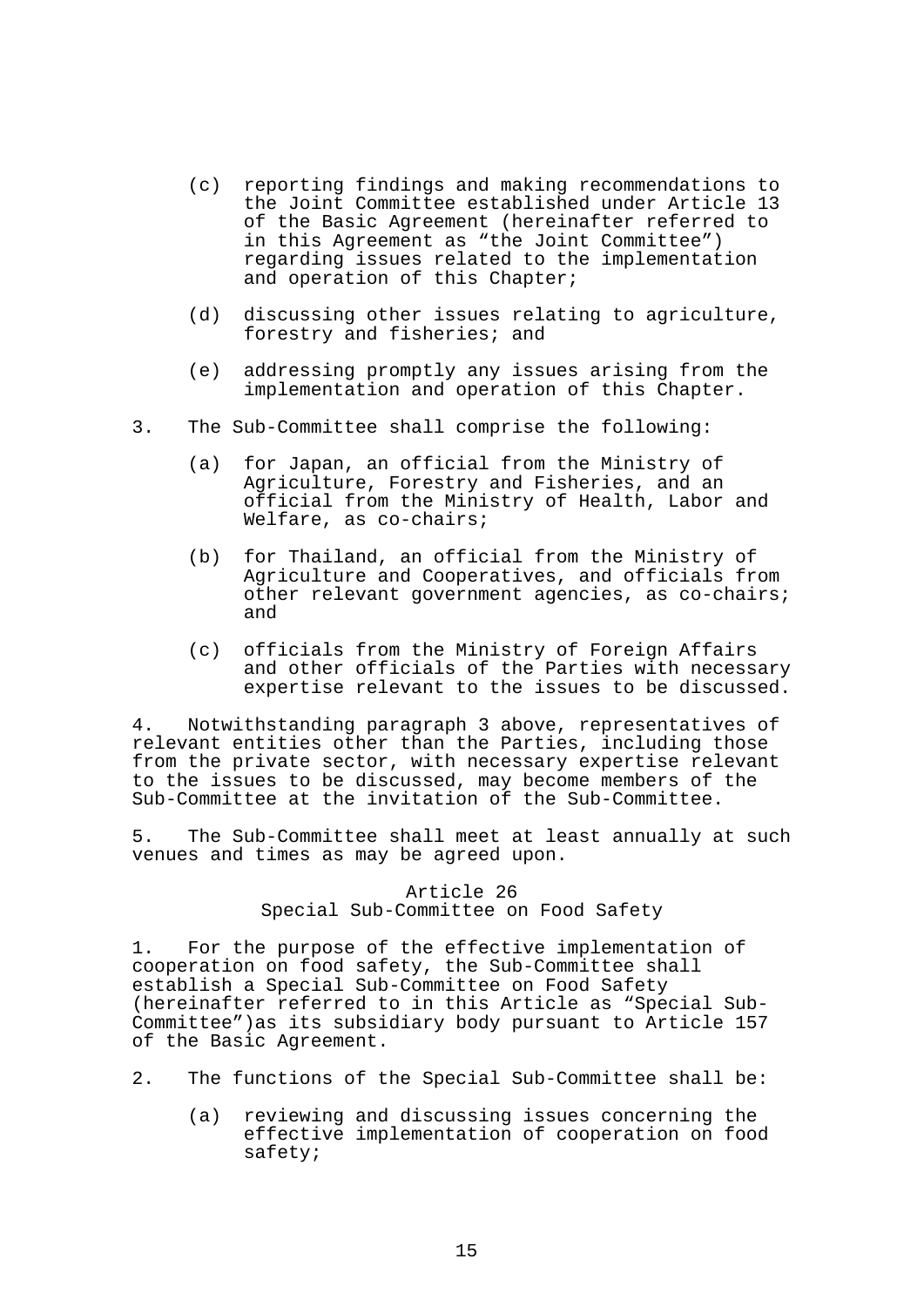(c) reporting findings and making recommendations to the Joint Committee established under Article 13 of the Basic Agreement (hereinafter referred to in this Agreement as "the Joint Committee") regarding issues related to the implementation and operation of this Chapter;

(d) discussing other issues relating to agriculture, forestry and fisheries; and

(e) addressing promptly any issues arising from the implementation and operation of this Chapter.

3. The Sub-Committee shall comprise the following:

(a) for Japan, an official from the Ministry of Agriculture, Forestry and Fisheries, and an official from the Ministry of Health, Labor and Welfare, as co-chairs;

(b) for Thailand, an official from the Ministry of Agriculture and Cooperatives, and officials from other relevant government agencies, as co-chairs; and

(c) officials from the Ministry of Foreign Affairs and other officials of the Parties with necessary expertise relevant to the issues to be discussed.

4. Notwithstanding paragraph 3 above, representatives of relevant entities other than the Parties, including those from the private sector, with necessary expertise relevant to the issues to be discussed, may become members of the Sub-Committee at the invitation of the Sub-Committee.

5. The Sub-Committee shall meet at least annually at such venues and times as may be agreed upon.

## Article 26
## Special Sub-Committee on Food Safety

1. For the purpose of the effective implementation of cooperation on food safety, the Sub-Committee shall establish a Special Sub-Committee on Food Safety (hereinafter referred to in this Article as "Special Sub-Committee")as its subsidiary body pursuant to Article 157 of the Basic Agreement.

2. The functions of the Special Sub-Committee shall be:

(a) reviewing and discussing issues concerning the effective implementation of cooperation on food safety;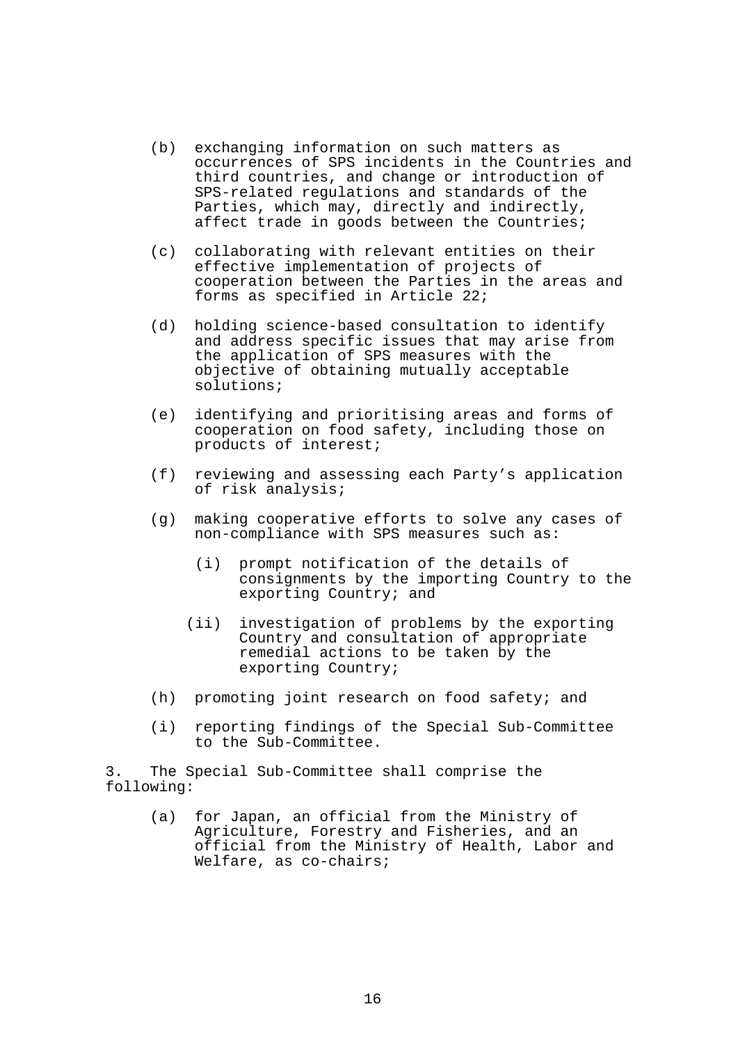(b) exchanging information on such matters as occurrences of SPS incidents in the Countries and third countries, and change or introduction of SPS-related regulations and standards of the Parties, which may, directly and indirectly, affect trade in goods between the Countries;

(c) collaborating with relevant entities on their effective implementation of projects of cooperation between the Parties in the areas and forms as specified in Article 22;

(d) holding science-based consultation to identify and address specific issues that may arise from the application of SPS measures with the objective of obtaining mutually acceptable solutions;

(e) identifying and prioritising areas and forms of cooperation on food safety, including those on products of interest;

(f) reviewing and assessing each Party's application of risk analysis;

(g) making cooperative efforts to solve any cases of non-compliance with SPS measures such as:

  (i) prompt notification of the details of consignments by the importing Country to the exporting Country; and

  (ii) investigation of problems by the exporting Country and consultation of appropriate remedial actions to be taken by the exporting Country;

(h) promoting joint research on food safety; and

(i) reporting findings of the Special Sub-Committee to the Sub-Committee.

3. The Special Sub-Committee shall comprise the following:

(a) for Japan, an official from the Ministry of Agriculture, Forestry and Fisheries, and an official from the Ministry of Health, Labor and Welfare, as co-chairs;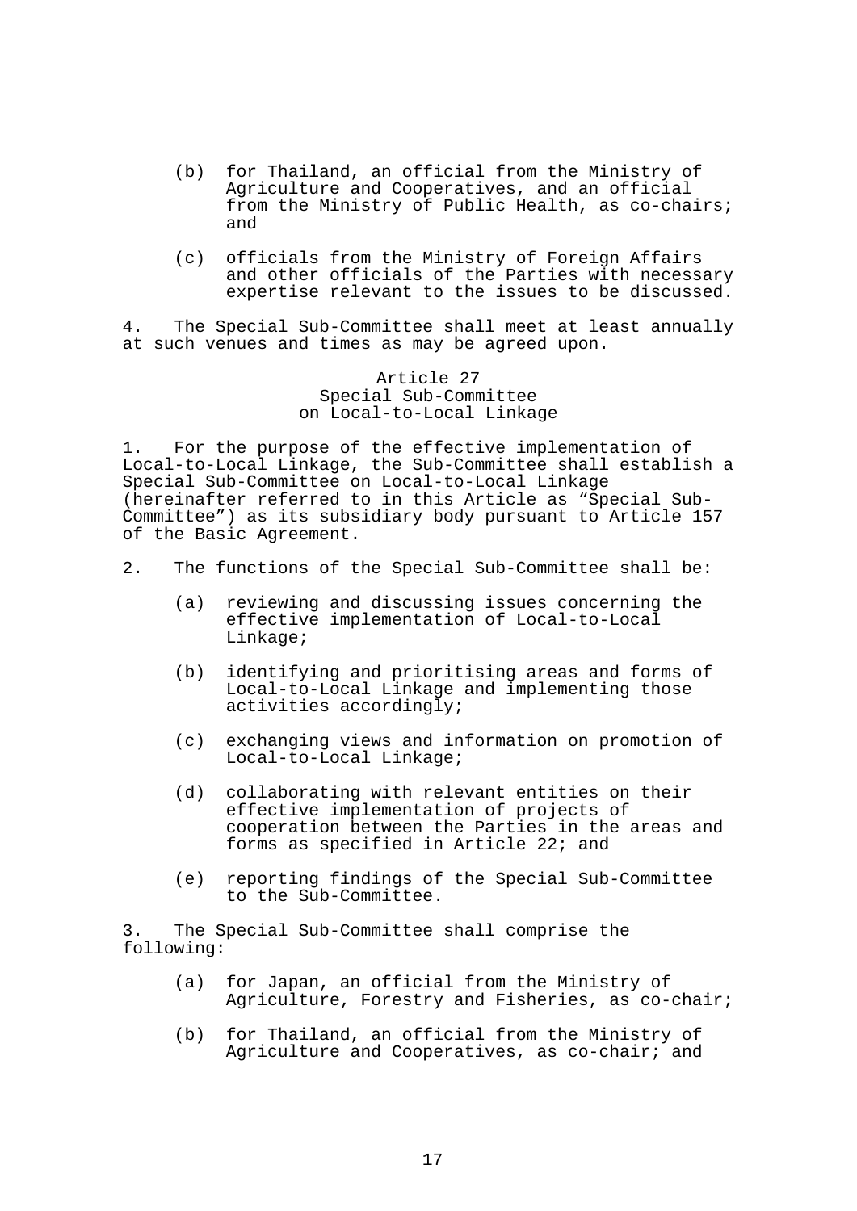(b) for Thailand, an official from the Ministry of Agriculture and Cooperatives, and an official from the Ministry of Public Health, as co-chairs; and

(c) officials from the Ministry of Foreign Affairs and other officials of the Parties with necessary expertise relevant to the issues to be discussed.

4. The Special Sub-Committee shall meet at least annually at such venues and times as may be agreed upon.

### Article 27
### Special Sub-Committee on Local-to-Local Linkage

1. For the purpose of the effective implementation of Local-to-Local Linkage, the Sub-Committee shall establish a Special Sub-Committee on Local-to-Local Linkage (hereinafter referred to in this Article as "Special Sub-Committee") as its subsidiary body pursuant to Article 157 of the Basic Agreement.

2. The functions of the Special Sub-Committee shall be:

(a) reviewing and discussing issues concerning the effective implementation of Local-to-Local Linkage;

(b) identifying and prioritising areas and forms of Local-to-Local Linkage and implementing those activities accordingly;

(c) exchanging views and information on promotion of Local-to-Local Linkage;

(d) collaborating with relevant entities on their effective implementation of projects of cooperation between the Parties in the areas and forms as specified in Article 22; and

(e) reporting findings of the Special Sub-Committee to the Sub-Committee.

3. The Special Sub-Committee shall comprise the following:

(a) for Japan, an official from the Ministry of Agriculture, Forestry and Fisheries, as co-chair;

(b) for Thailand, an official from the Ministry of Agriculture and Cooperatives, as co-chair; and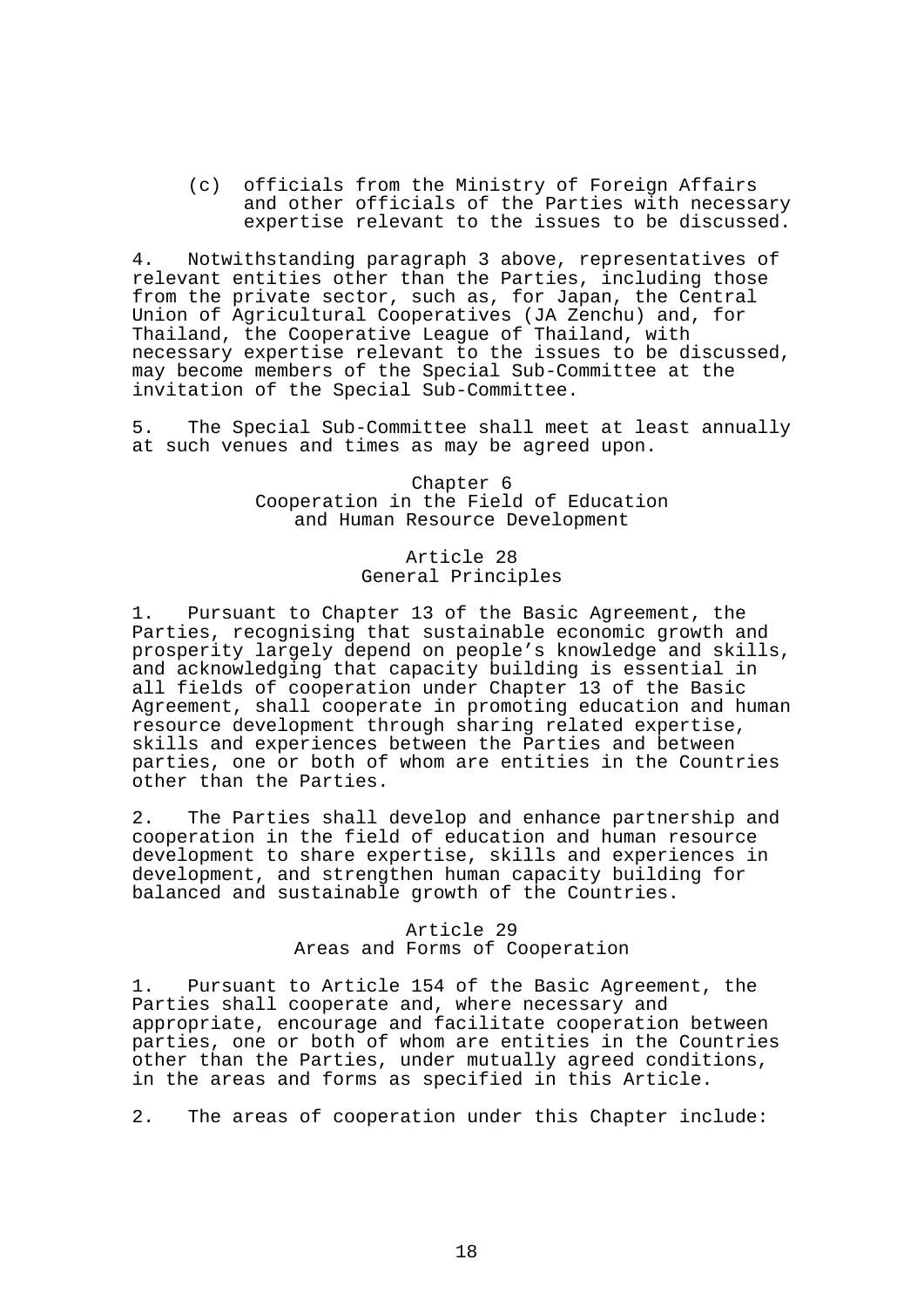(c) officials from the Ministry of Foreign Affairs and other officials of the Parties with necessary expertise relevant to the issues to be discussed.

4. Notwithstanding paragraph 3 above, representatives of relevant entities other than the Parties, including those from the private sector, such as, for Japan, the Central Union of Agricultural Cooperatives (JA Zenchu) and, for Thailand, the Cooperative League of Thailand, with necessary expertise relevant to the issues to be discussed, may become members of the Special Sub-Committee at the invitation of the Special Sub-Committee.

5. The Special Sub-Committee shall meet at least annually at such venues and times as may be agreed upon.

## Chapter 6
## Cooperation in the Field of Education and Human Resource Development

### Article 28
### General Principles

1. Pursuant to Chapter 13 of the Basic Agreement, the Parties, recognising that sustainable economic growth and prosperity largely depend on people's knowledge and skills, and acknowledging that capacity building is essential in all fields of cooperation under Chapter 13 of the Basic Agreement, shall cooperate in promoting education and human resource development through sharing related expertise, skills and experiences between the Parties and between parties, one or both of whom are entities in the Countries other than the Parties.

2. The Parties shall develop and enhance partnership and cooperation in the field of education and human resource development to share expertise, skills and experiences in development, and strengthen human capacity building for balanced and sustainable growth of the Countries.

### Article 29
### Areas and Forms of Cooperation

1. Pursuant to Article 154 of the Basic Agreement, the Parties shall cooperate and, where necessary and appropriate, encourage and facilitate cooperation between parties, one or both of whom are entities in the Countries other than the Parties, under mutually agreed conditions, in the areas and forms as specified in this Article.

2. The areas of cooperation under this Chapter include: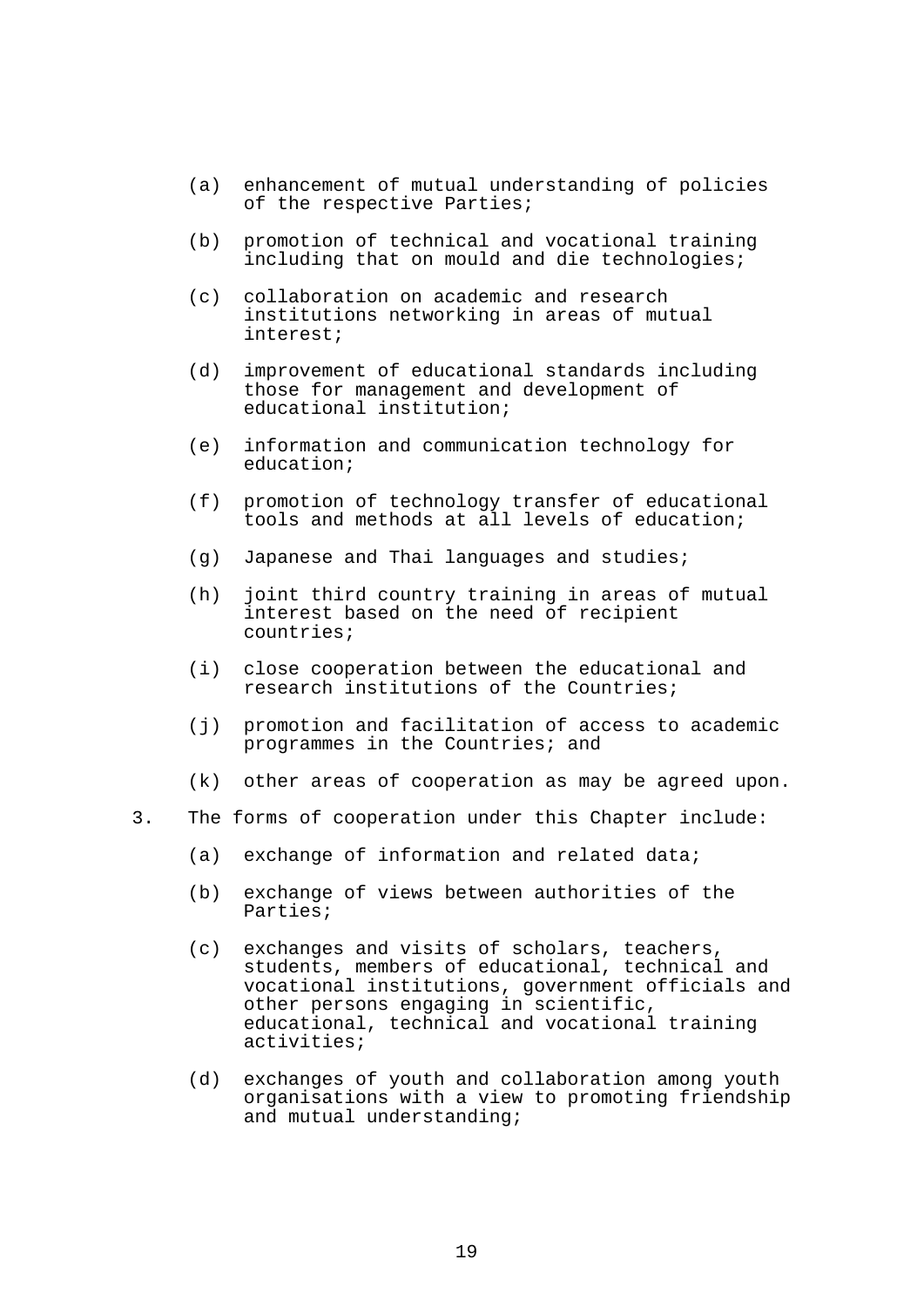(a) enhancement of mutual understanding of policies of the respective Parties;

(b) promotion of technical and vocational training including that on mould and die technologies;

(c) collaboration on academic and research institutions networking in areas of mutual interest;

(d) improvement of educational standards including those for management and development of educational institution;

(e) information and communication technology for education;

(f) promotion of technology transfer of educational tools and methods at all levels of education;

(g) Japanese and Thai languages and studies;

(h) joint third country training in areas of mutual interest based on the need of recipient countries;

(i) close cooperation between the educational and research institutions of the Countries;

(j) promotion and facilitation of access to academic programmes in the Countries; and

(k) other areas of cooperation as may be agreed upon.

3. The forms of cooperation under this Chapter include:

(a) exchange of information and related data;

(b) exchange of views between authorities of the Parties;

(c) exchanges and visits of scholars, teachers, students, members of educational, technical and vocational institutions, government officials and other persons engaging in scientific, educational, technical and vocational training activities;

(d) exchanges of youth and collaboration among youth organisations with a view to promoting friendship and mutual understanding;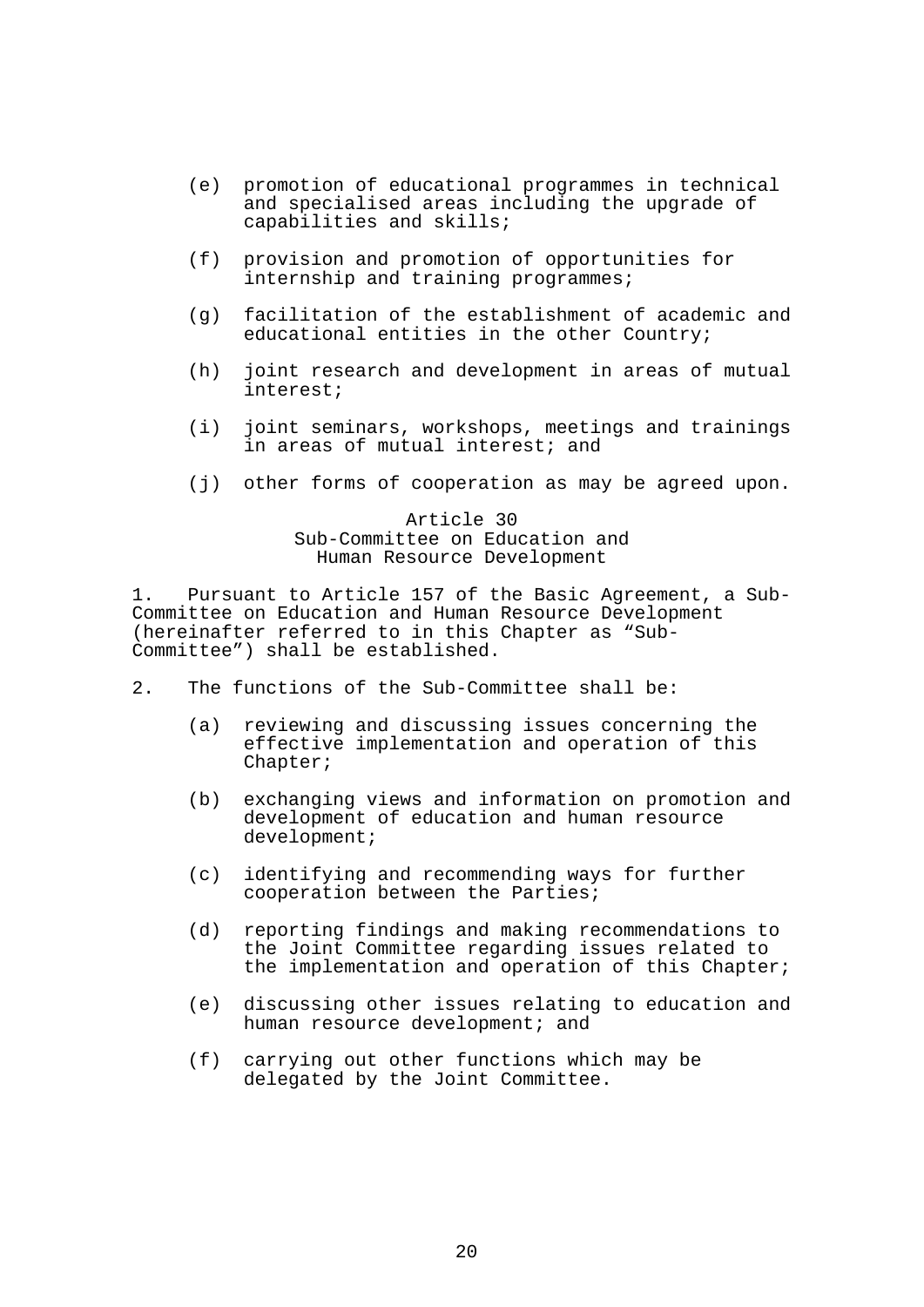(e) promotion of educational programmes in technical and specialised areas including the upgrade of capabilities and skills;

(f) provision and promotion of opportunities for internship and training programmes;

(g) facilitation of the establishment of academic and educational entities in the other Country;

(h) joint research and development in areas of mutual interest;

(i) joint seminars, workshops, meetings and trainings in areas of mutual interest; and

(j) other forms of cooperation as may be agreed upon.

### Article 30
### Sub-Committee on Education and Human Resource Development

1. Pursuant to Article 157 of the Basic Agreement, a Sub-Committee on Education and Human Resource Development (hereinafter referred to in this Chapter as "Sub-Committee") shall be established.

2. The functions of the Sub-Committee shall be:

(a) reviewing and discussing issues concerning the effective implementation and operation of this Chapter;

(b) exchanging views and information on promotion and development of education and human resource development;

(c) identifying and recommending ways for further cooperation between the Parties;

(d) reporting findings and making recommendations to the Joint Committee regarding issues related to the implementation and operation of this Chapter;

(e) discussing other issues relating to education and human resource development; and

(f) carrying out other functions which may be delegated by the Joint Committee.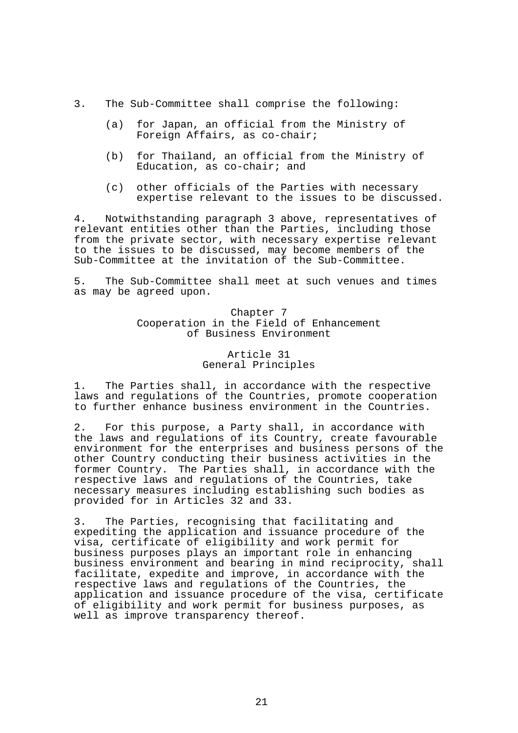3. The Sub-Committee shall comprise the following:

   (a) for Japan, an official from the Ministry of Foreign Affairs, as co-chair;

   (b) for Thailand, an official from the Ministry of Education, as co-chair; and

   (c) other officials of the Parties with necessary expertise relevant to the issues to be discussed.

4. Notwithstanding paragraph 3 above, representatives of relevant entities other than the Parties, including those from the private sector, with necessary expertise relevant to the issues to be discussed, may become members of the Sub-Committee at the invitation of the Sub-Committee.

5. The Sub-Committee shall meet at such venues and times as may be agreed upon.

## Chapter 7
## Cooperation in the Field of Enhancement of Business Environment

### Article 31
### General Principles

1. The Parties shall, in accordance with the respective laws and regulations of the Countries, promote cooperation to further enhance business environment in the Countries.

2. For this purpose, a Party shall, in accordance with the laws and regulations of its Country, create favourable environment for the enterprises and business persons of the other Country conducting their business activities in the former Country. The Parties shall, in accordance with the respective laws and regulations of the Countries, take necessary measures including establishing such bodies as provided for in Articles 32 and 33.

3. The Parties, recognising that facilitating and expediting the application and issuance procedure of the visa, certificate of eligibility and work permit for business purposes plays an important role in enhancing business environment and bearing in mind reciprocity, shall facilitate, expedite and improve, in accordance with the respective laws and regulations of the Countries, the application and issuance procedure of the visa, certificate of eligibility and work permit for business purposes, as well as improve transparency thereof.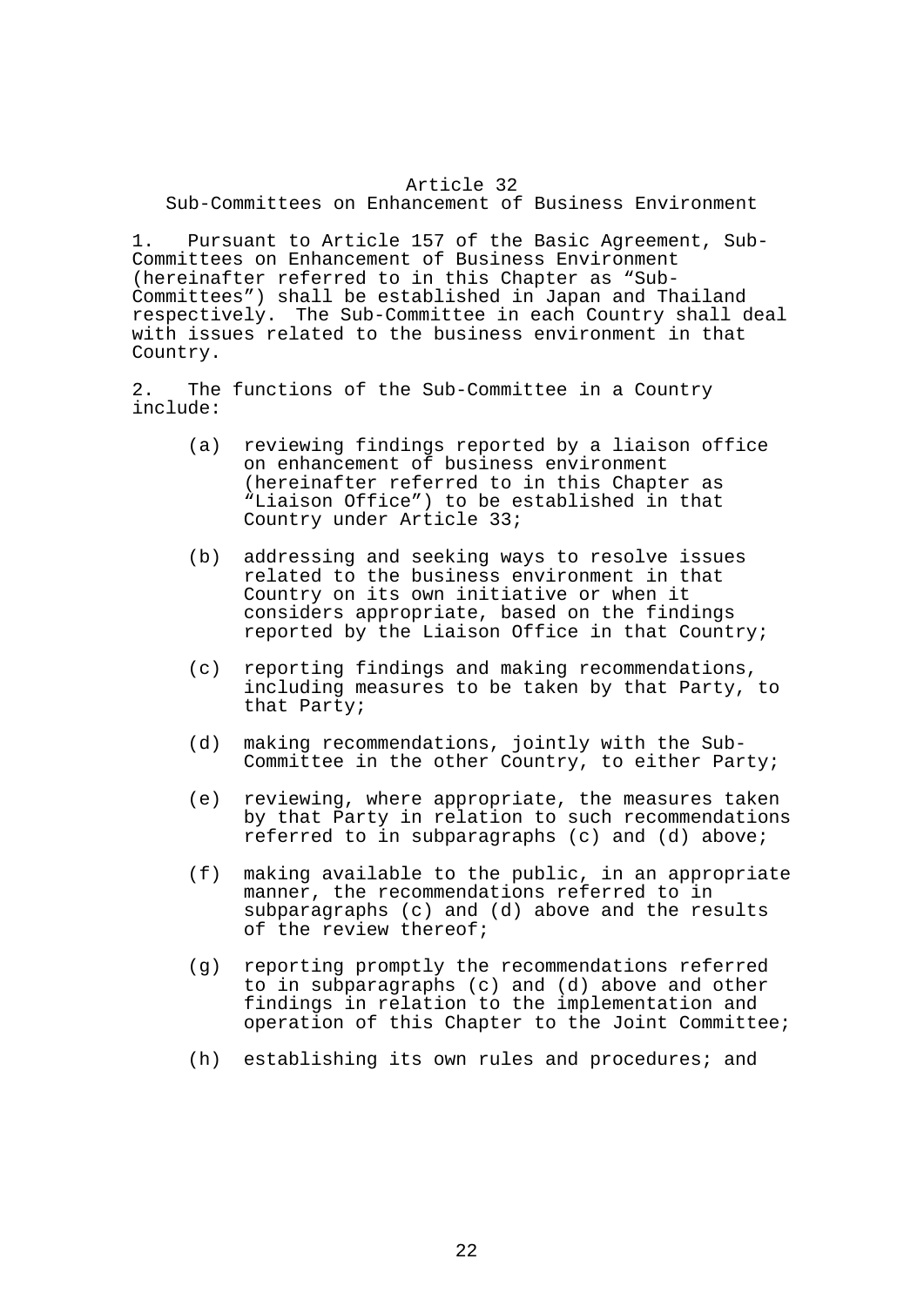## Article 32
## Sub-Committees on Enhancement of Business Environment

1. Pursuant to Article 157 of the Basic Agreement, Sub-Committees on Enhancement of Business Environment (hereinafter referred to in this Chapter as "Sub-Committees") shall be established in Japan and Thailand respectively. The Sub-Committee in each Country shall deal with issues related to the business environment in that Country.

2. The functions of the Sub-Committee in a Country include:

   (a) reviewing findings reported by a liaison office on enhancement of business environment (hereinafter referred to in this Chapter as "Liaison Office") to be established in that Country under Article 33;

   (b) addressing and seeking ways to resolve issues related to the business environment in that Country on its own initiative or when it considers appropriate, based on the findings reported by the Liaison Office in that Country;

   (c) reporting findings and making recommendations, including measures to be taken by that Party, to that Party;

   (d) making recommendations, jointly with the Sub-Committee in the other Country, to either Party;

   (e) reviewing, where appropriate, the measures taken by that Party in relation to such recommendations referred to in subparagraphs (c) and (d) above;

   (f) making available to the public, in an appropriate manner, the recommendations referred to in subparagraphs (c) and (d) above and the results of the review thereof;

   (g) reporting promptly the recommendations referred to in subparagraphs (c) and (d) above and other findings in relation to the implementation and operation of this Chapter to the Joint Committee;

   (h) establishing its own rules and procedures; and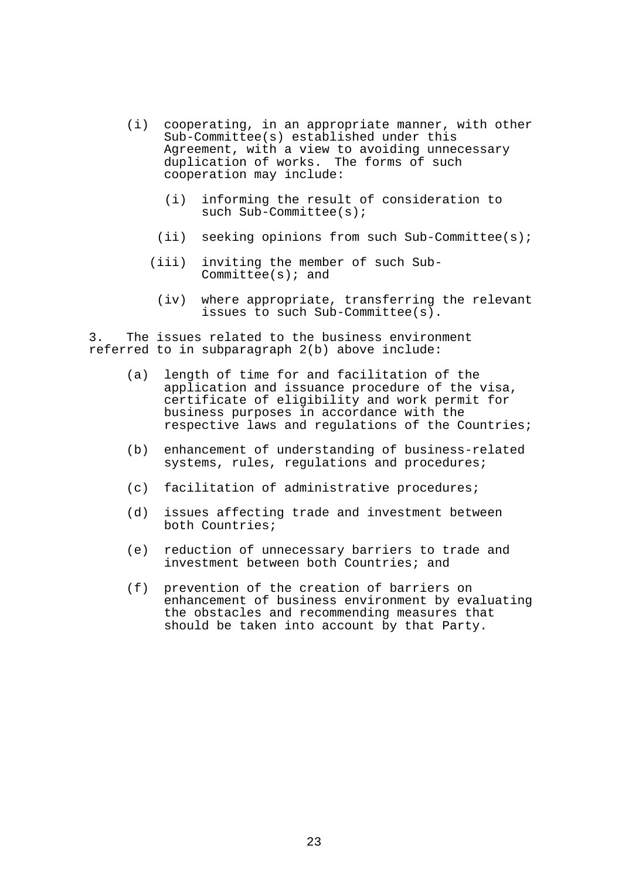(i) cooperating, in an appropriate manner, with other Sub-Committee(s) established under this Agreement, with a view to avoiding unnecessary duplication of works. The forms of such cooperation may include:

  (i) informing the result of consideration to such Sub-Committee(s);

  (ii) seeking opinions from such Sub-Committee(s);

  (iii) inviting the member of such Sub-Committee(s); and

  (iv) where appropriate, transferring the relevant issues to such Sub-Committee(s).

3. The issues related to the business environment referred to in subparagraph 2(b) above include:

(a) length of time for and facilitation of the application and issuance procedure of the visa, certificate of eligibility and work permit for business purposes in accordance with the respective laws and regulations of the Countries;

(b) enhancement of understanding of business-related systems, rules, regulations and procedures;

(c) facilitation of administrative procedures;

(d) issues affecting trade and investment between both Countries;

(e) reduction of unnecessary barriers to trade and investment between both Countries; and

(f) prevention of the creation of barriers on enhancement of business environment by evaluating the obstacles and recommending measures that should be taken into account by that Party.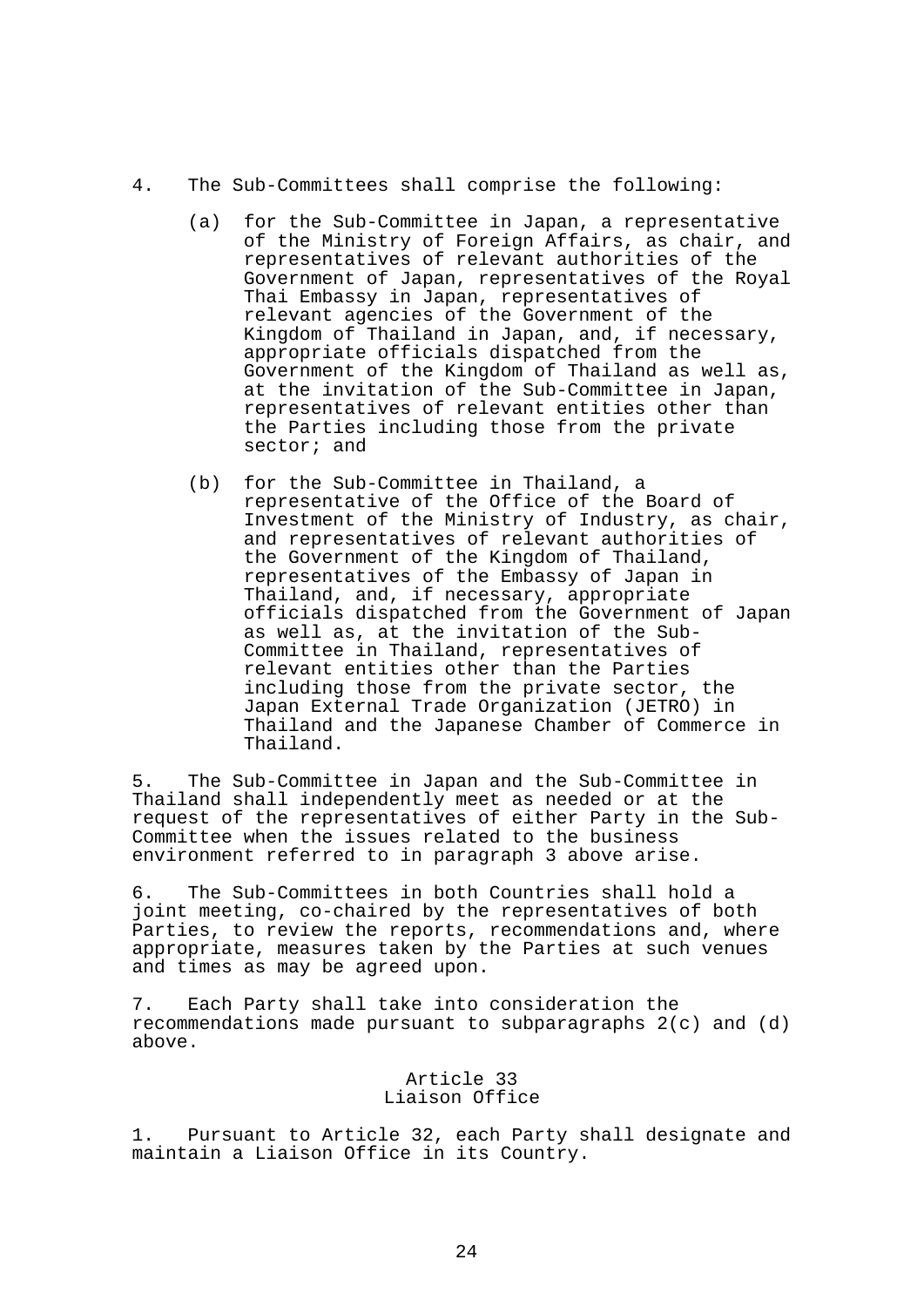4. The Sub-Committees shall comprise the following:

   (a) for the Sub-Committee in Japan, a representative of the Ministry of Foreign Affairs, as chair, and representatives of relevant authorities of the Government of Japan, representatives of the Royal Thai Embassy in Japan, representatives of relevant agencies of the Government of the Kingdom of Thailand in Japan, and, if necessary, appropriate officials dispatched from the Government of the Kingdom of Thailand as well as, at the invitation of the Sub-Committee in Japan, representatives of relevant entities other than the Parties including those from the private sector; and

   (b) for the Sub-Committee in Thailand, a representative of the Office of the Board of Investment of the Ministry of Industry, as chair, and representatives of relevant authorities of the Government of the Kingdom of Thailand, representatives of the Embassy of Japan in Thailand, and, if necessary, appropriate officials dispatched from the Government of Japan as well as, at the invitation of the Sub-Committee in Thailand, representatives of relevant entities other than the Parties including those from the private sector, the Japan External Trade Organization (JETRO) in Thailand and the Japanese Chamber of Commerce in Thailand.

5. The Sub-Committee in Japan and the Sub-Committee in Thailand shall independently meet as needed or at the request of the representatives of either Party in the Sub-Committee when the issues related to the business environment referred to in paragraph 3 above arise.

6. The Sub-Committees in both Countries shall hold a joint meeting, co-chaired by the representatives of both Parties, to review the reports, recommendations and, where appropriate, measures taken by the Parties at such venues and times as may be agreed upon.

7. Each Party shall take into consideration the recommendations made pursuant to subparagraphs 2(c) and (d) above.

## Article 33
## Liaison Office

1. Pursuant to Article 32, each Party shall designate and maintain a Liaison Office in its Country.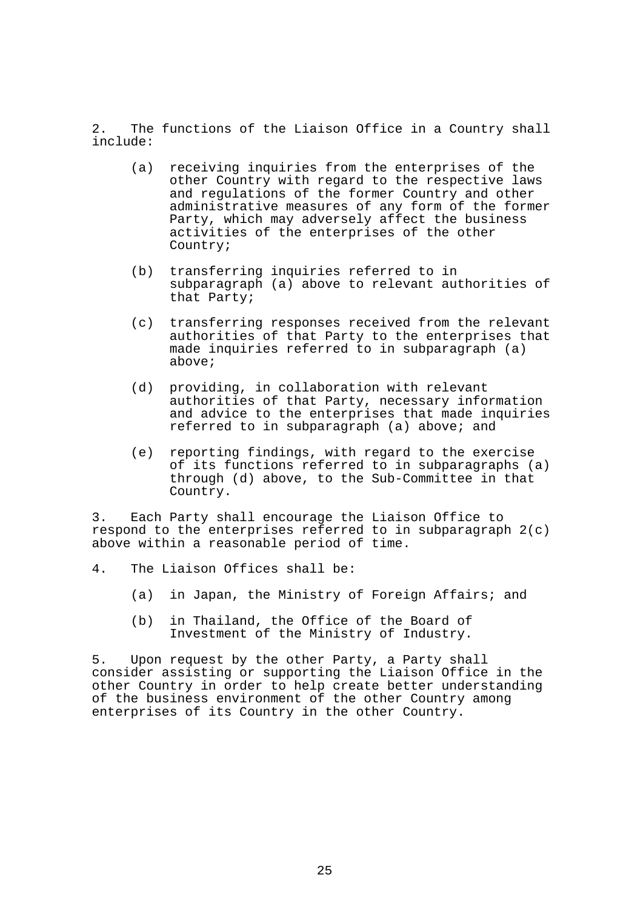2. The functions of the Liaison Office in a Country shall include:

(a) receiving inquiries from the enterprises of the other Country with regard to the respective laws and regulations of the former Country and other administrative measures of any form of the former Party, which may adversely affect the business activities of the enterprises of the other Country;

(b) transferring inquiries referred to in subparagraph (a) above to relevant authorities of that Party;

(c) transferring responses received from the relevant authorities of that Party to the enterprises that made inquiries referred to in subparagraph (a) above;

(d) providing, in collaboration with relevant authorities of that Party, necessary information and advice to the enterprises that made inquiries referred to in subparagraph (a) above; and

(e) reporting findings, with regard to the exercise of its functions referred to in subparagraphs (a) through (d) above, to the Sub-Committee in that Country.

3. Each Party shall encourage the Liaison Office to respond to the enterprises referred to in subparagraph 2(c) above within a reasonable period of time.

4. The Liaison Offices shall be:

(a) in Japan, the Ministry of Foreign Affairs; and

(b) in Thailand, the Office of the Board of Investment of the Ministry of Industry.

5. Upon request by the other Party, a Party shall consider assisting or supporting the Liaison Office in the other Country in order to help create better understanding of the business environment of the other Country among enterprises of its Country in the other Country.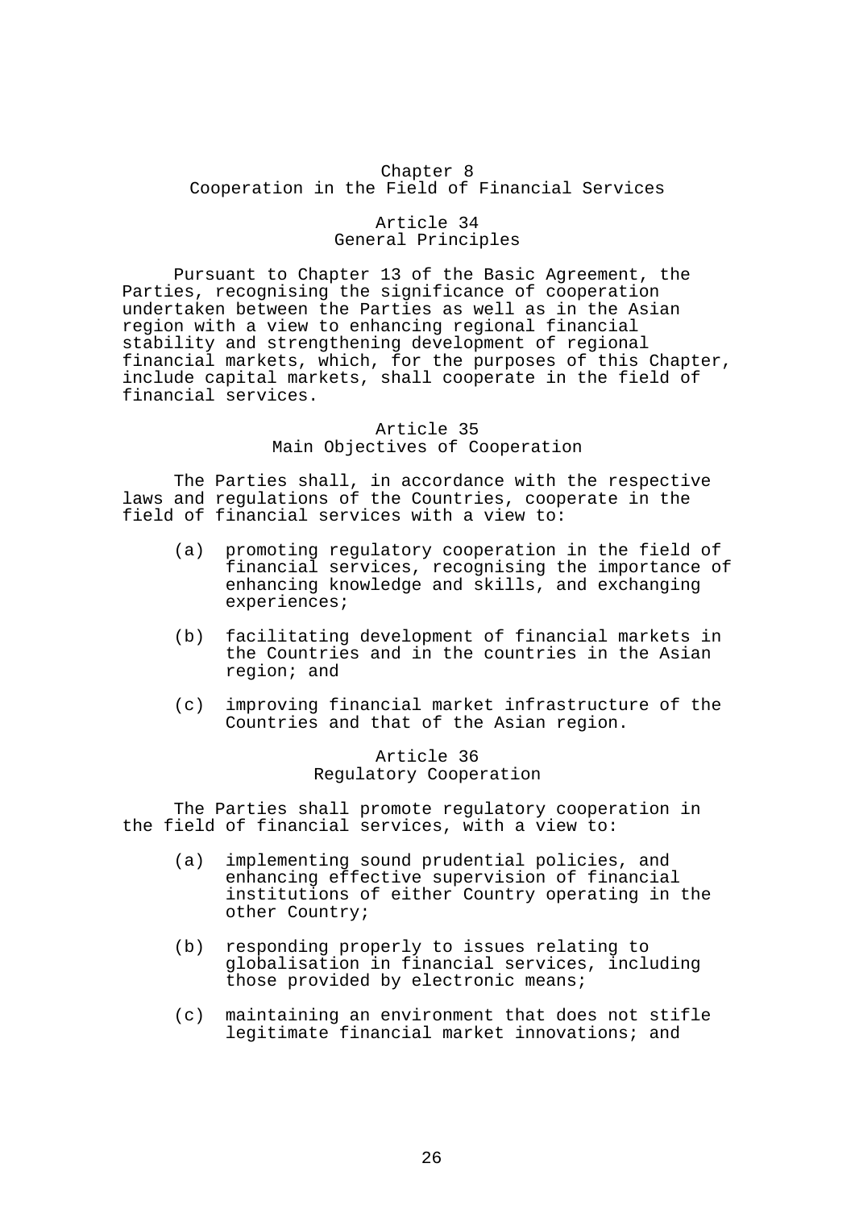# Chapter 8
# Cooperation in the Field of Financial Services

## Article 34
## General Principles

Pursuant to Chapter 13 of the Basic Agreement, the Parties, recognising the significance of cooperation undertaken between the Parties as well as in the Asian region with a view to enhancing regional financial stability and strengthening development of regional financial markets, which, for the purposes of this Chapter, include capital markets, shall cooperate in the field of financial services.

## Article 35
## Main Objectives of Cooperation

The Parties shall, in accordance with the respective laws and regulations of the Countries, cooperate in the field of financial services with a view to:

(a) promoting regulatory cooperation in the field of financial services, recognising the importance of enhancing knowledge and skills, and exchanging experiences;

(b) facilitating development of financial markets in the Countries and in the countries in the Asian region; and

(c) improving financial market infrastructure of the Countries and that of the Asian region.

## Article 36
## Regulatory Cooperation

The Parties shall promote regulatory cooperation in the field of financial services, with a view to:

(a) implementing sound prudential policies, and enhancing effective supervision of financial institutions of either Country operating in the other Country;

(b) responding properly to issues relating to globalisation in financial services, including those provided by electronic means;

(c) maintaining an environment that does not stifle legitimate financial market innovations; and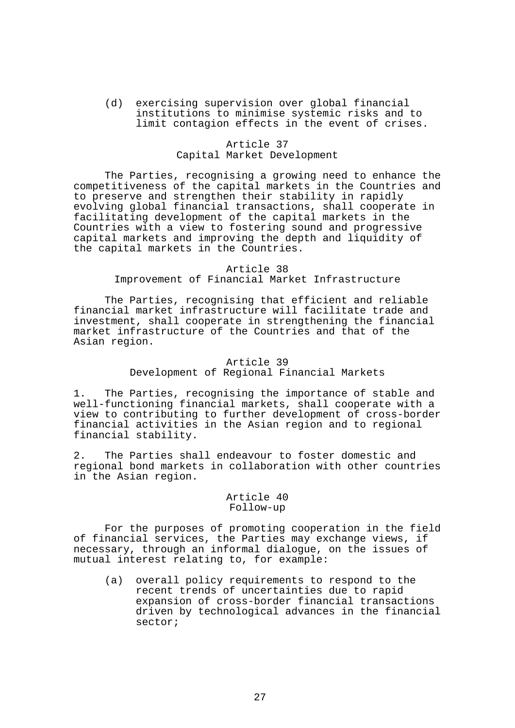(d) exercising supervision over global financial institutions to minimise systemic risks and to limit contagion effects in the event of crises.

### Article 37
### Capital Market Development

The Parties, recognising a growing need to enhance the competitiveness of the capital markets in the Countries and to preserve and strengthen their stability in rapidly evolving global financial transactions, shall cooperate in facilitating development of the capital markets in the Countries with a view to fostering sound and progressive capital markets and improving the depth and liquidity of the capital markets in the Countries.

### Article 38
### Improvement of Financial Market Infrastructure

The Parties, recognising that efficient and reliable financial market infrastructure will facilitate trade and investment, shall cooperate in strengthening the financial market infrastructure of the Countries and that of the Asian region.

### Article 39
### Development of Regional Financial Markets

1. The Parties, recognising the importance of stable and well-functioning financial markets, shall cooperate with a view to contributing to further development of cross-border financial activities in the Asian region and to regional financial stability.

2. The Parties shall endeavour to foster domestic and regional bond markets in collaboration with other countries in the Asian region.

### Article 40
### Follow-up

For the purposes of promoting cooperation in the field of financial services, the Parties may exchange views, if necessary, through an informal dialogue, on the issues of mutual interest relating to, for example:

(a) overall policy requirements to respond to the recent trends of uncertainties due to rapid expansion of cross-border financial transactions driven by technological advances in the financial sector;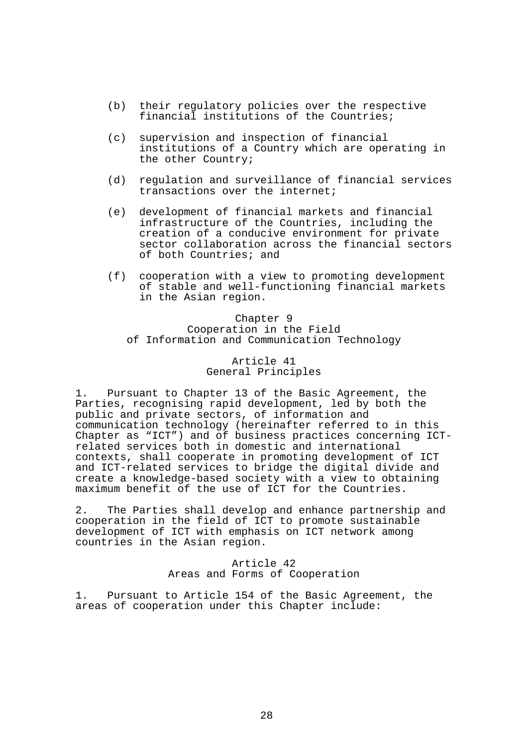(b) their regulatory policies over the respective financial institutions of the Countries;

(c) supervision and inspection of financial institutions of a Country which are operating in the other Country;

(d) regulation and surveillance of financial services transactions over the internet;

(e) development of financial markets and financial infrastructure of the Countries, including the creation of a conducive environment for private sector collaboration across the financial sectors of both Countries; and

(f) cooperation with a view to promoting development of stable and well-functioning financial markets in the Asian region.

## Chapter 9
## Cooperation in the Field of Information and Communication Technology

### Article 41
### General Principles

1. Pursuant to Chapter 13 of the Basic Agreement, the Parties, recognising rapid development, led by both the public and private sectors, of information and communication technology (hereinafter referred to in this Chapter as "ICT") and of business practices concerning ICT-related services both in domestic and international contexts, shall cooperate in promoting development of ICT and ICT-related services to bridge the digital divide and create a knowledge-based society with a view to obtaining maximum benefit of the use of ICT for the Countries.

2. The Parties shall develop and enhance partnership and cooperation in the field of ICT to promote sustainable development of ICT with emphasis on ICT network among countries in the Asian region.

### Article 42
### Areas and Forms of Cooperation

1. Pursuant to Article 154 of the Basic Agreement, the areas of cooperation under this Chapter include: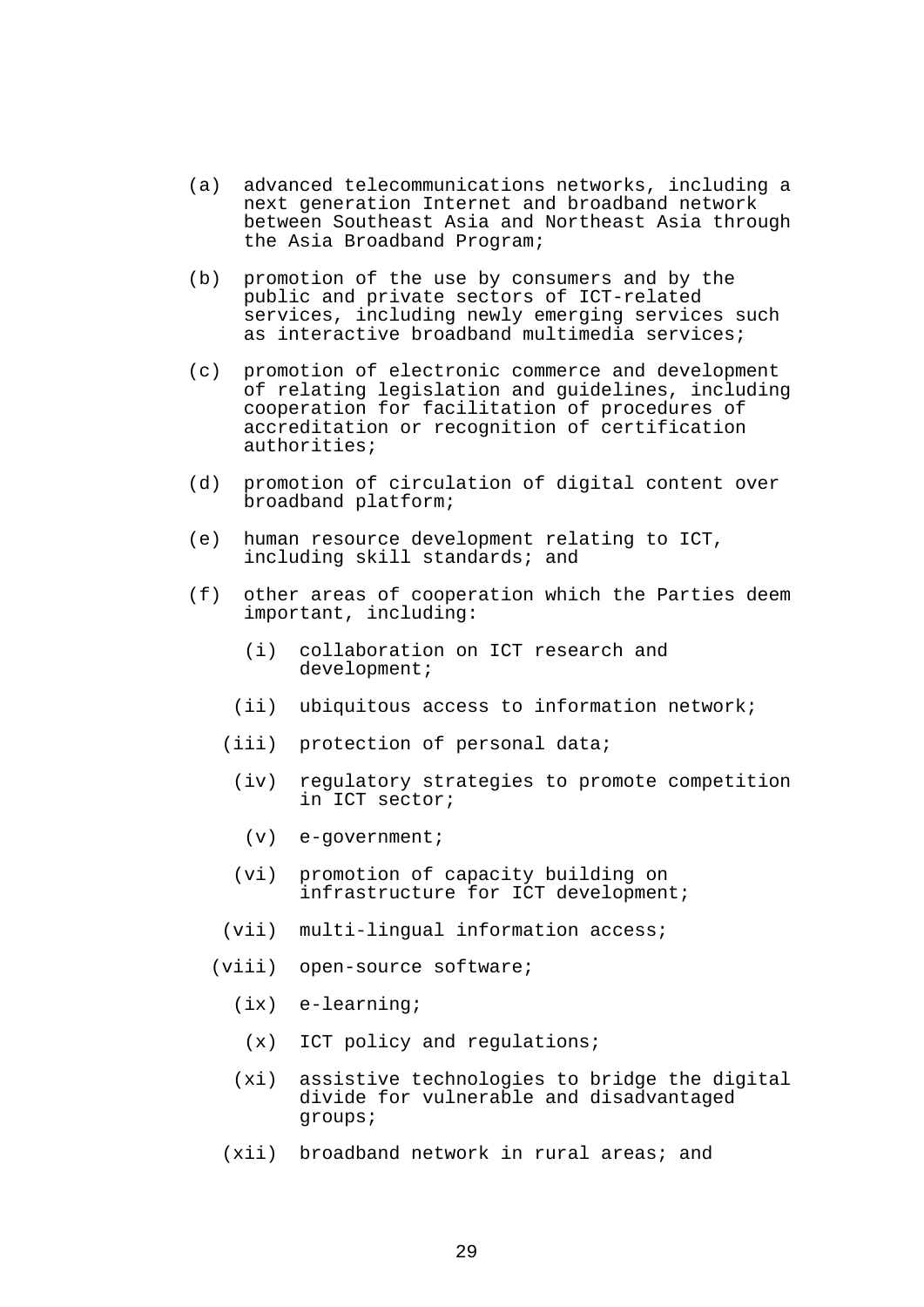(a) advanced telecommunications networks, including a next generation Internet and broadband network between Southeast Asia and Northeast Asia through the Asia Broadband Program;

(b) promotion of the use by consumers and by the public and private sectors of ICT-related services, including newly emerging services such as interactive broadband multimedia services;

(c) promotion of electronic commerce and development of relating legislation and guidelines, including cooperation for facilitation of procedures of accreditation or recognition of certification authorities;

(d) promotion of circulation of digital content over broadband platform;

(e) human resource development relating to ICT, including skill standards; and

(f) other areas of cooperation which the Parties deem important, including:

   (i) collaboration on ICT research and development;

   (ii) ubiquitous access to information network;

   (iii) protection of personal data;

   (iv) regulatory strategies to promote competition in ICT sector;

   (v) e-government;

   (vi) promotion of capacity building on infrastructure for ICT development;

   (vii) multi-lingual information access;

   (viii) open-source software;

   (ix) e-learning;

   (x) ICT policy and regulations;

   (xi) assistive technologies to bridge the digital divide for vulnerable and disadvantaged groups;

   (xii) broadband network in rural areas; and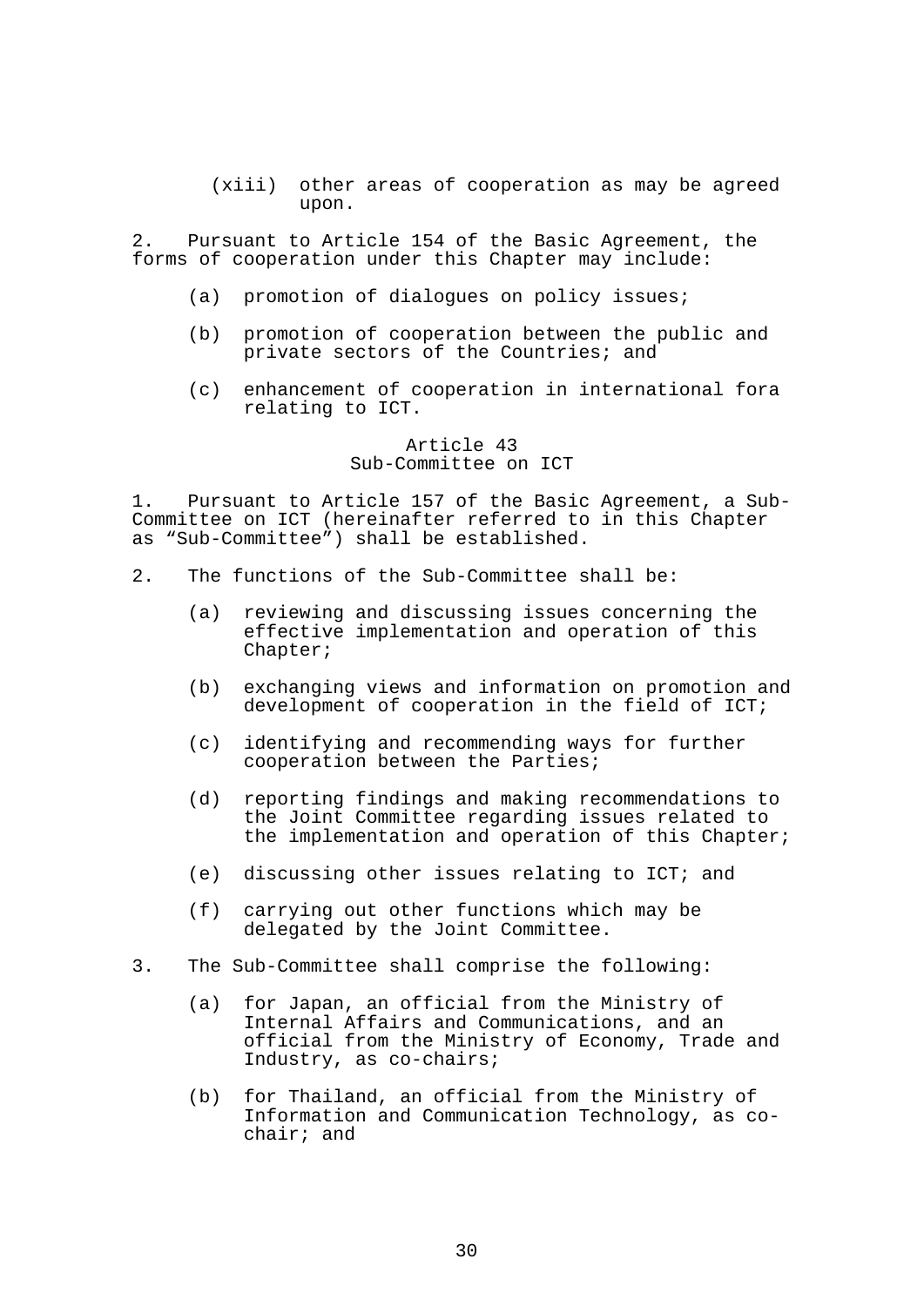(xiii) other areas of cooperation as may be agreed upon.

2. Pursuant to Article 154 of the Basic Agreement, the forms of cooperation under this Chapter may include:

(a) promotion of dialogues on policy issues;

(b) promotion of cooperation between the public and private sectors of the Countries; and

(c) enhancement of cooperation in international fora relating to ICT.

### Article 43
### Sub-Committee on ICT

1. Pursuant to Article 157 of the Basic Agreement, a Sub-Committee on ICT (hereinafter referred to in this Chapter as "Sub-Committee") shall be established.

2. The functions of the Sub-Committee shall be:

(a) reviewing and discussing issues concerning the effective implementation and operation of this Chapter;

(b) exchanging views and information on promotion and development of cooperation in the field of ICT;

(c) identifying and recommending ways for further cooperation between the Parties;

(d) reporting findings and making recommendations to the Joint Committee regarding issues related to the implementation and operation of this Chapter;

(e) discussing other issues relating to ICT; and

(f) carrying out other functions which may be delegated by the Joint Committee.

3. The Sub-Committee shall comprise the following:

(a) for Japan, an official from the Ministry of Internal Affairs and Communications, and an official from the Ministry of Economy, Trade and Industry, as co-chairs;

(b) for Thailand, an official from the Ministry of Information and Communication Technology, as co-chair; and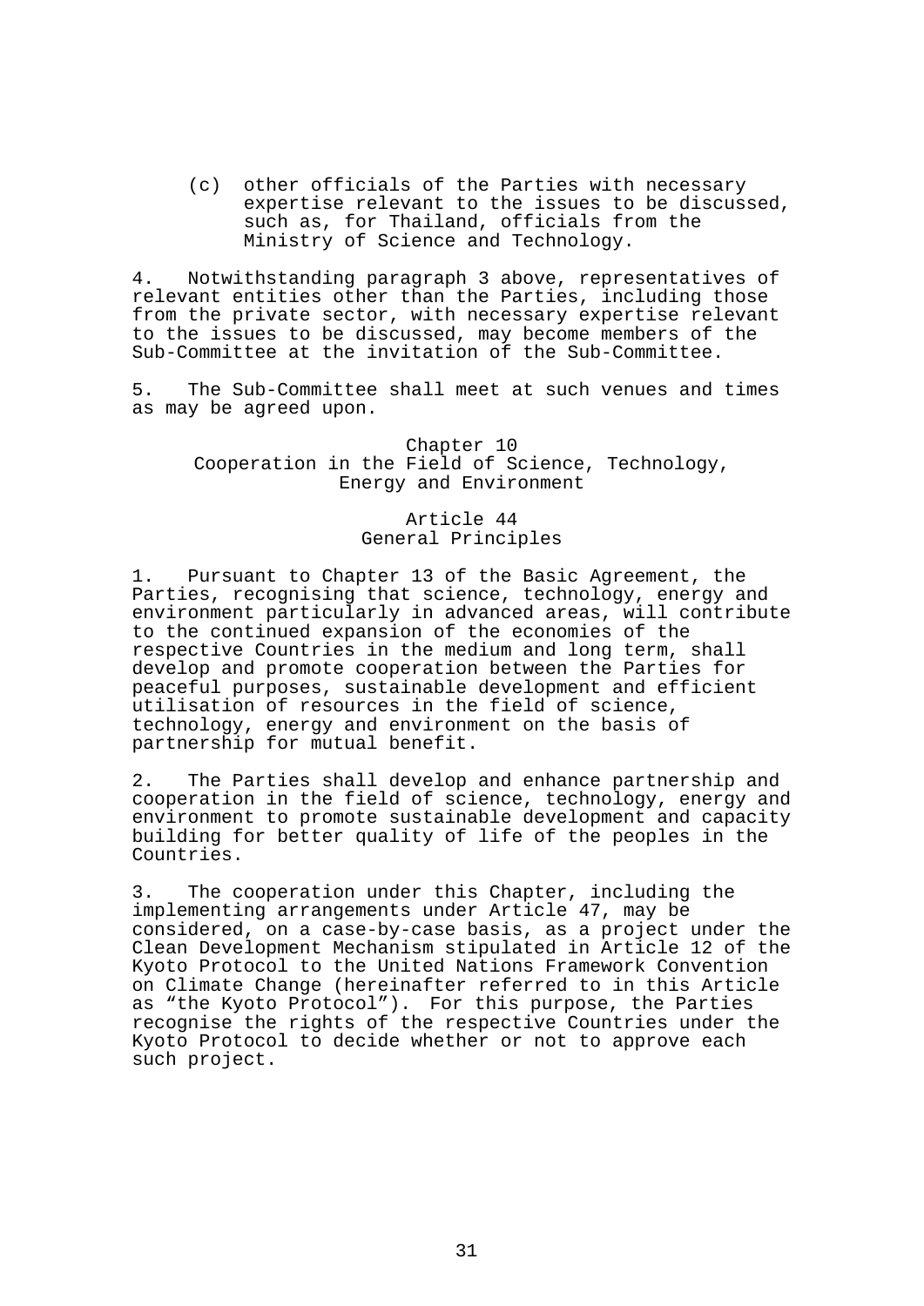(c) other officials of the Parties with necessary expertise relevant to the issues to be discussed, such as, for Thailand, officials from the Ministry of Science and Technology.

4. Notwithstanding paragraph 3 above, representatives of relevant entities other than the Parties, including those from the private sector, with necessary expertise relevant to the issues to be discussed, may become members of the Sub-Committee at the invitation of the Sub-Committee.

5. The Sub-Committee shall meet at such venues and times as may be agreed upon.

## Chapter 10
## Cooperation in the Field of Science, Technology, Energy and Environment

### Article 44
### General Principles

1. Pursuant to Chapter 13 of the Basic Agreement, the Parties, recognising that science, technology, energy and environment particularly in advanced areas, will contribute to the continued expansion of the economies of the respective Countries in the medium and long term, shall develop and promote cooperation between the Parties for peaceful purposes, sustainable development and efficient utilisation of resources in the field of science, technology, energy and environment on the basis of partnership for mutual benefit.

2. The Parties shall develop and enhance partnership and cooperation in the field of science, technology, energy and environment to promote sustainable development and capacity building for better quality of life of the peoples in the Countries.

3. The cooperation under this Chapter, including the implementing arrangements under Article 47, may be considered, on a case-by-case basis, as a project under the Clean Development Mechanism stipulated in Article 12 of the Kyoto Protocol to the United Nations Framework Convention on Climate Change (hereinafter referred to in this Article as "the Kyoto Protocol"). For this purpose, the Parties recognise the rights of the respective Countries under the Kyoto Protocol to decide whether or not to approve each such project.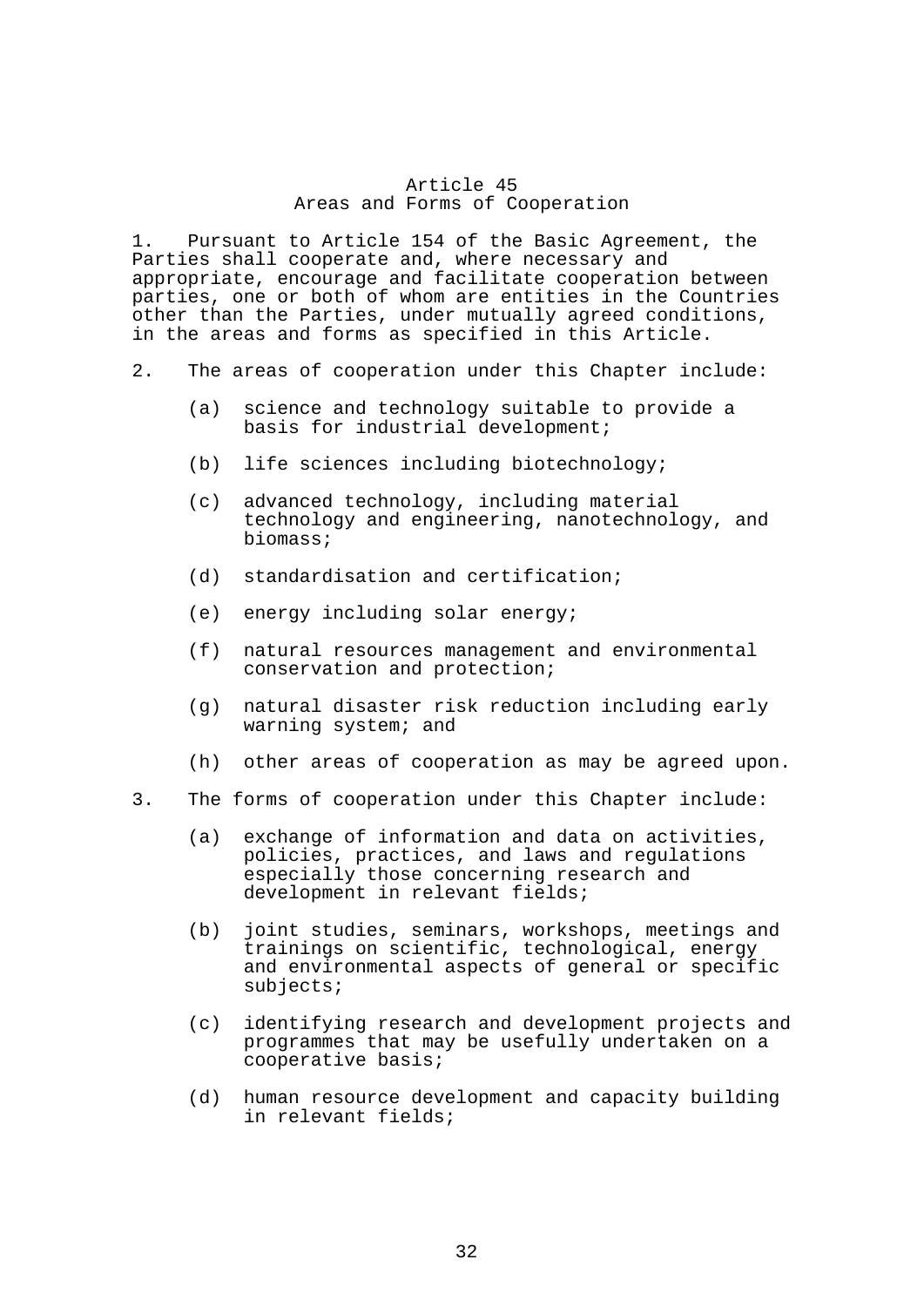## Article 45
### Areas and Forms of Cooperation

1. Pursuant to Article 154 of the Basic Agreement, the Parties shall cooperate and, where necessary and appropriate, encourage and facilitate cooperation between parties, one or both of whom are entities in the Countries other than the Parties, under mutually agreed conditions, in the areas and forms as specified in this Article.

2. The areas of cooperation under this Chapter include:

   (a) science and technology suitable to provide a basis for industrial development;

   (b) life sciences including biotechnology;

   (c) advanced technology, including material technology and engineering, nanotechnology, and biomass;

   (d) standardisation and certification;

   (e) energy including solar energy;

   (f) natural resources management and environmental conservation and protection;

   (g) natural disaster risk reduction including early warning system; and

   (h) other areas of cooperation as may be agreed upon.

3. The forms of cooperation under this Chapter include:

   (a) exchange of information and data on activities, policies, practices, and laws and regulations especially those concerning research and development in relevant fields;

   (b) joint studies, seminars, workshops, meetings and trainings on scientific, technological, energy and environmental aspects of general or specific subjects;

   (c) identifying research and development projects and programmes that may be usefully undertaken on a cooperative basis;

   (d) human resource development and capacity building in relevant fields;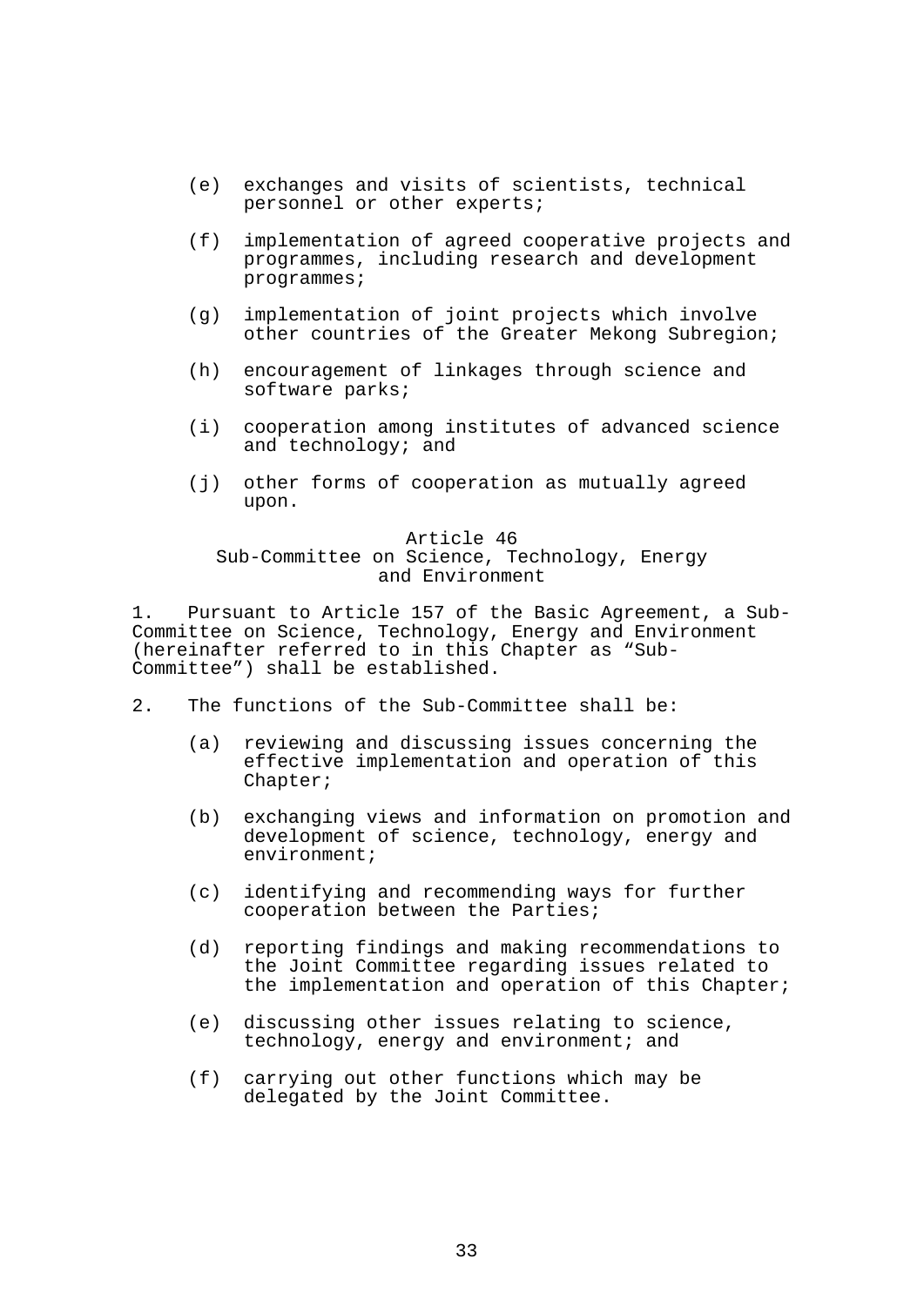(e) exchanges and visits of scientists, technical personnel or other experts;

(f) implementation of agreed cooperative projects and programmes, including research and development programmes;

(g) implementation of joint projects which involve other countries of the Greater Mekong Subregion;

(h) encouragement of linkages through science and software parks;

(i) cooperation among institutes of advanced science and technology; and

(j) other forms of cooperation as mutually agreed upon.

### Article 46
### Sub-Committee on Science, Technology, Energy and Environment

1. Pursuant to Article 157 of the Basic Agreement, a Sub-Committee on Science, Technology, Energy and Environment (hereinafter referred to in this Chapter as “Sub-Committee”) shall be established.

2. The functions of the Sub-Committee shall be:

(a) reviewing and discussing issues concerning the effective implementation and operation of this Chapter;

(b) exchanging views and information on promotion and development of science, technology, energy and environment;

(c) identifying and recommending ways for further cooperation between the Parties;

(d) reporting findings and making recommendations to the Joint Committee regarding issues related to the implementation and operation of this Chapter;

(e) discussing other issues relating to science, technology, energy and environment; and

(f) carrying out other functions which may be delegated by the Joint Committee.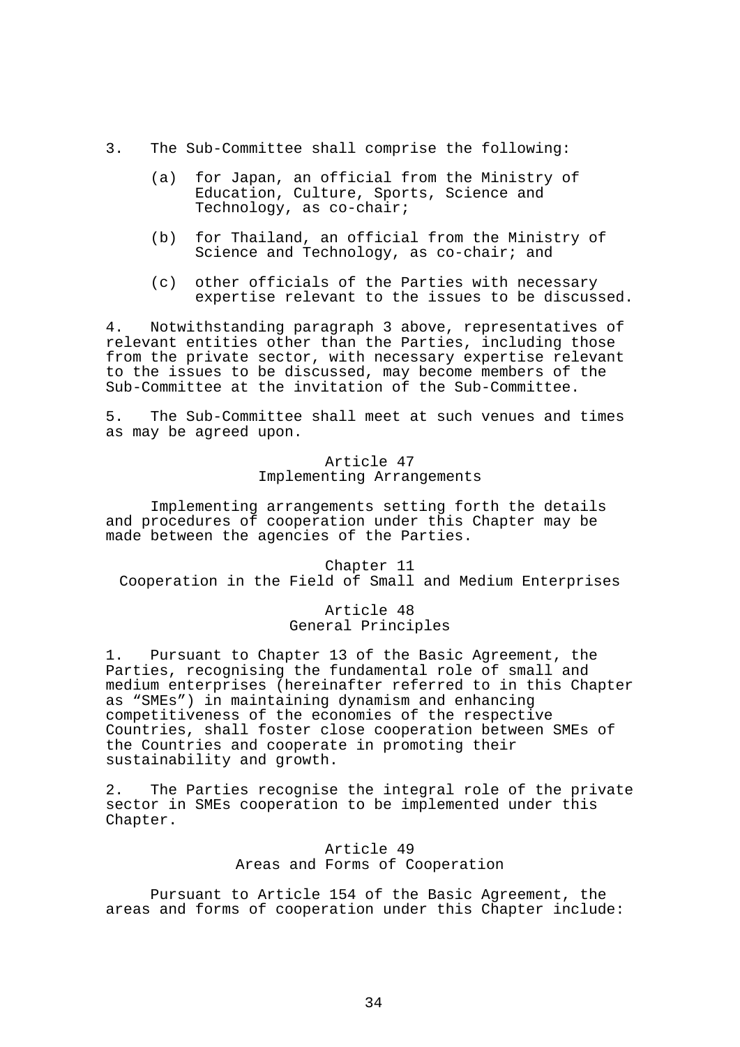3. The Sub-Committee shall comprise the following:

   (a) for Japan, an official from the Ministry of Education, Culture, Sports, Science and Technology, as co-chair;

   (b) for Thailand, an official from the Ministry of Science and Technology, as co-chair; and

   (c) other officials of the Parties with necessary expertise relevant to the issues to be discussed.

4. Notwithstanding paragraph 3 above, representatives of relevant entities other than the Parties, including those from the private sector, with necessary expertise relevant to the issues to be discussed, may become members of the Sub-Committee at the invitation of the Sub-Committee.

5. The Sub-Committee shall meet at such venues and times as may be agreed upon.

### Article 47
### Implementing Arrangements

Implementing arrangements setting forth the details and procedures of cooperation under this Chapter may be made between the agencies of the Parties.

## Chapter 11
## Cooperation in the Field of Small and Medium Enterprises

### Article 48
### General Principles

1. Pursuant to Chapter 13 of the Basic Agreement, the Parties, recognising the fundamental role of small and medium enterprises (hereinafter referred to in this Chapter as “SMEs”) in maintaining dynamism and enhancing competitiveness of the economies of the respective Countries, shall foster close cooperation between SMEs of the Countries and cooperate in promoting their sustainability and growth.

2. The Parties recognise the integral role of the private sector in SMEs cooperation to be implemented under this Chapter.

### Article 49
### Areas and Forms of Cooperation

Pursuant to Article 154 of the Basic Agreement, the areas and forms of cooperation under this Chapter include: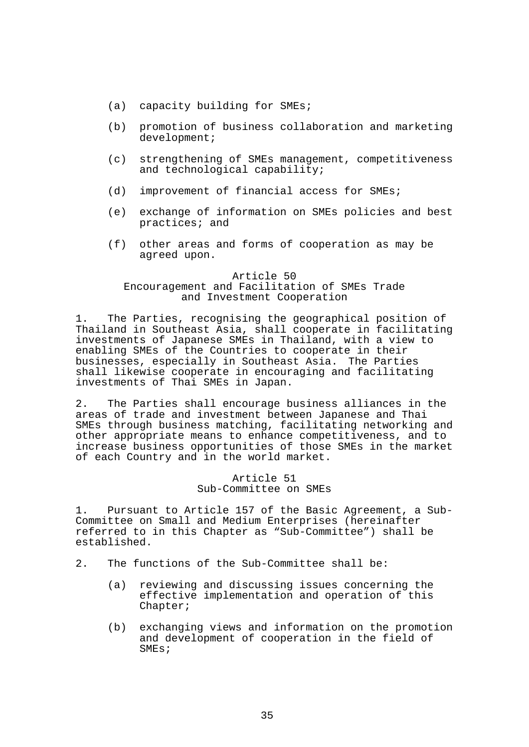(a) capacity building for SMEs;

(b) promotion of business collaboration and marketing development;

(c) strengthening of SMEs management, competitiveness and technological capability;

(d) improvement of financial access for SMEs;

(e) exchange of information on SMEs policies and best practices; and

(f) other areas and forms of cooperation as may be agreed upon.

### Article 50
### Encouragement and Facilitation of SMEs Trade and Investment Cooperation

1. The Parties, recognising the geographical position of Thailand in Southeast Asia, shall cooperate in facilitating investments of Japanese SMEs in Thailand, with a view to enabling SMEs of the Countries to cooperate in their businesses, especially in Southeast Asia. The Parties shall likewise cooperate in encouraging and facilitating investments of Thai SMEs in Japan.

2. The Parties shall encourage business alliances in the areas of trade and investment between Japanese and Thai SMEs through business matching, facilitating networking and other appropriate means to enhance competitiveness, and to increase business opportunities of those SMEs in the market of each Country and in the world market.

### Article 51
### Sub-Committee on SMEs

1. Pursuant to Article 157 of the Basic Agreement, a Sub-Committee on Small and Medium Enterprises (hereinafter referred to in this Chapter as "Sub-Committee") shall be established.

2. The functions of the Sub-Committee shall be:

(a) reviewing and discussing issues concerning the effective implementation and operation of this Chapter;

(b) exchanging views and information on the promotion and development of cooperation in the field of SMEs;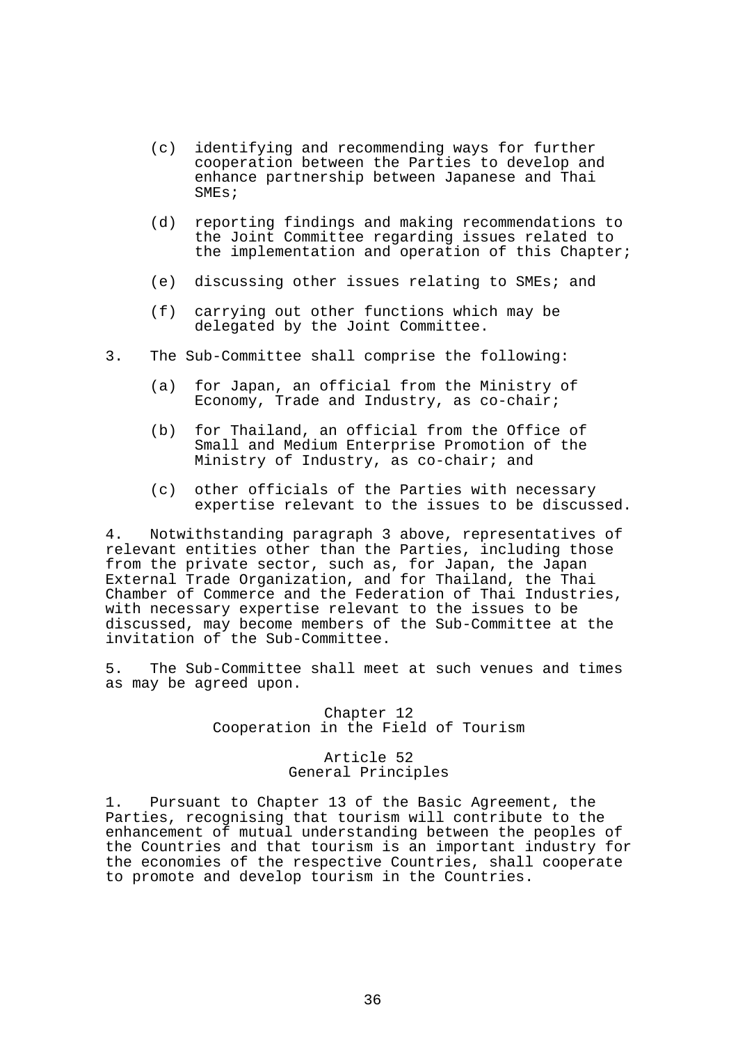(c) identifying and recommending ways for further cooperation between the Parties to develop and enhance partnership between Japanese and Thai SMEs;

(d) reporting findings and making recommendations to the Joint Committee regarding issues related to the implementation and operation of this Chapter;

(e) discussing other issues relating to SMEs; and

(f) carrying out other functions which may be delegated by the Joint Committee.

3. The Sub-Committee shall comprise the following:

(a) for Japan, an official from the Ministry of Economy, Trade and Industry, as co-chair;

(b) for Thailand, an official from the Office of Small and Medium Enterprise Promotion of the Ministry of Industry, as co-chair; and

(c) other officials of the Parties with necessary expertise relevant to the issues to be discussed.

4. Notwithstanding paragraph 3 above, representatives of relevant entities other than the Parties, including those from the private sector, such as, for Japan, the Japan External Trade Organization, and for Thailand, the Thai Chamber of Commerce and the Federation of Thai Industries, with necessary expertise relevant to the issues to be discussed, may become members of the Sub-Committee at the invitation of the Sub-Committee.

5. The Sub-Committee shall meet at such venues and times as may be agreed upon.

## Chapter 12
## Cooperation in the Field of Tourism

### Article 52
### General Principles

1. Pursuant to Chapter 13 of the Basic Agreement, the Parties, recognising that tourism will contribute to the enhancement of mutual understanding between the peoples of the Countries and that tourism is an important industry for the economies of the respective Countries, shall cooperate to promote and develop tourism in the Countries.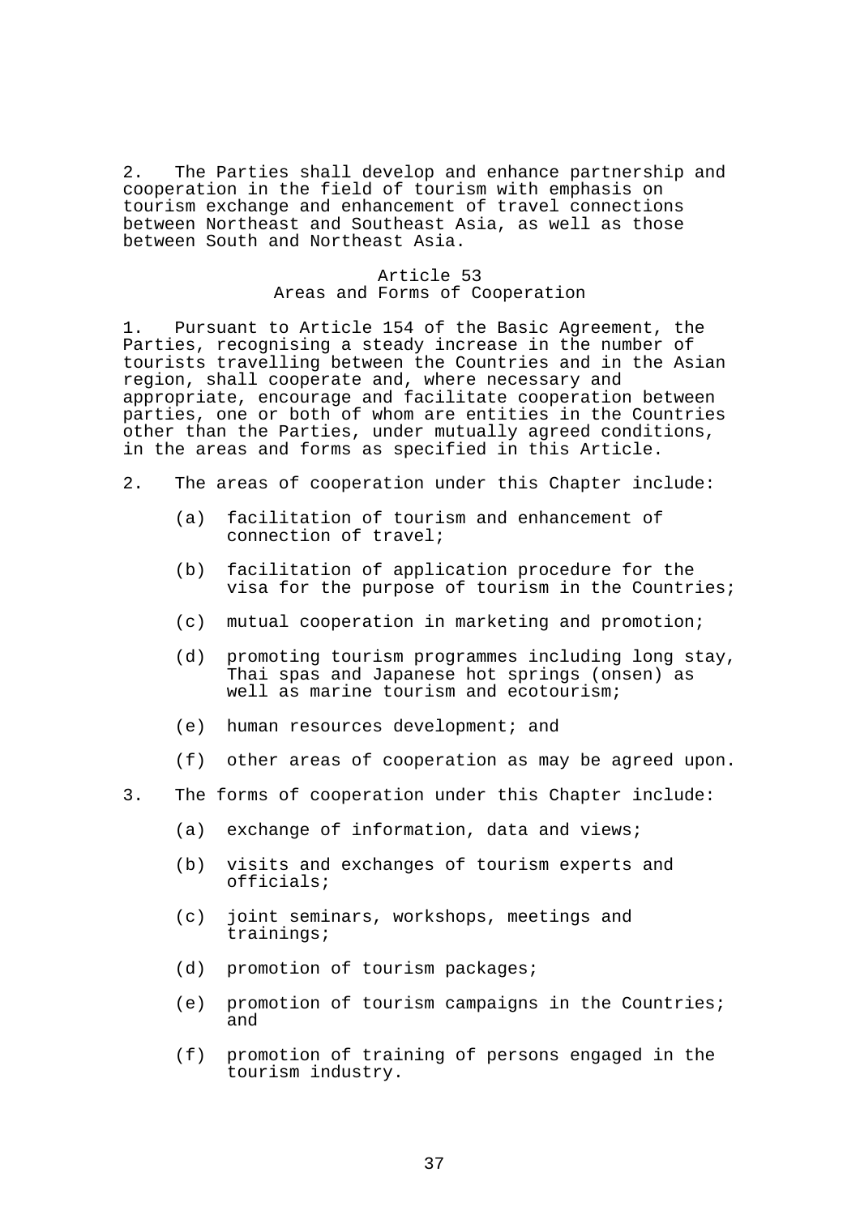2. The Parties shall develop and enhance partnership and cooperation in the field of tourism with emphasis on tourism exchange and enhancement of travel connections between Northeast and Southeast Asia, as well as those between South and Northeast Asia.

### Article 53
### Areas and Forms of Cooperation

1. Pursuant to Article 154 of the Basic Agreement, the Parties, recognising a steady increase in the number of tourists travelling between the Countries and in the Asian region, shall cooperate and, where necessary and appropriate, encourage and facilitate cooperation between parties, one or both of whom are entities in the Countries other than the Parties, under mutually agreed conditions, in the areas and forms as specified in this Article.

2. The areas of cooperation under this Chapter include:

   (a) facilitation of tourism and enhancement of connection of travel;

   (b) facilitation of application procedure for the visa for the purpose of tourism in the Countries;

   (c) mutual cooperation in marketing and promotion;

   (d) promoting tourism programmes including long stay, Thai spas and Japanese hot springs (onsen) as well as marine tourism and ecotourism;

   (e) human resources development; and

   (f) other areas of cooperation as may be agreed upon.

3. The forms of cooperation under this Chapter include:

   (a) exchange of information, data and views;

   (b) visits and exchanges of tourism experts and officials;

   (c) joint seminars, workshops, meetings and trainings;

   (d) promotion of tourism packages;

   (e) promotion of tourism campaigns in the Countries; and

   (f) promotion of training of persons engaged in the tourism industry.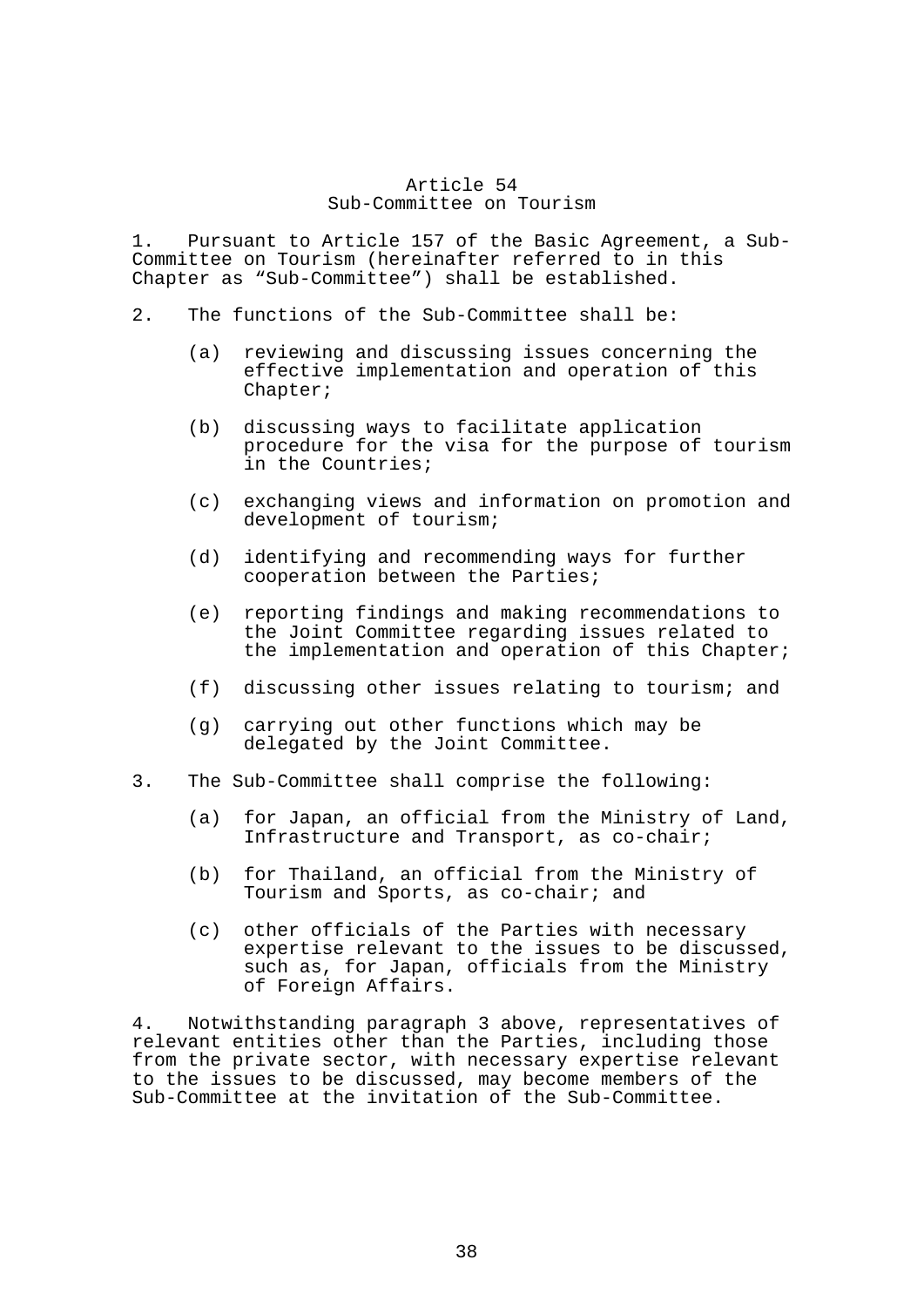## Article 54
## Sub-Committee on Tourism

1. Pursuant to Article 157 of the Basic Agreement, a Sub-Committee on Tourism (hereinafter referred to in this Chapter as "Sub-Committee") shall be established.

2. The functions of the Sub-Committee shall be:

   (a) reviewing and discussing issues concerning the effective implementation and operation of this Chapter;

   (b) discussing ways to facilitate application procedure for the visa for the purpose of tourism in the Countries;

   (c) exchanging views and information on promotion and development of tourism;

   (d) identifying and recommending ways for further cooperation between the Parties;

   (e) reporting findings and making recommendations to the Joint Committee regarding issues related to the implementation and operation of this Chapter;

   (f) discussing other issues relating to tourism; and

   (g) carrying out other functions which may be delegated by the Joint Committee.

3. The Sub-Committee shall comprise the following:

   (a) for Japan, an official from the Ministry of Land, Infrastructure and Transport, as co-chair;

   (b) for Thailand, an official from the Ministry of Tourism and Sports, as co-chair; and

   (c) other officials of the Parties with necessary expertise relevant to the issues to be discussed, such as, for Japan, officials from the Ministry of Foreign Affairs.

4. Notwithstanding paragraph 3 above, representatives of relevant entities other than the Parties, including those from the private sector, with necessary expertise relevant to the issues to be discussed, may become members of the Sub-Committee at the invitation of the Sub-Committee.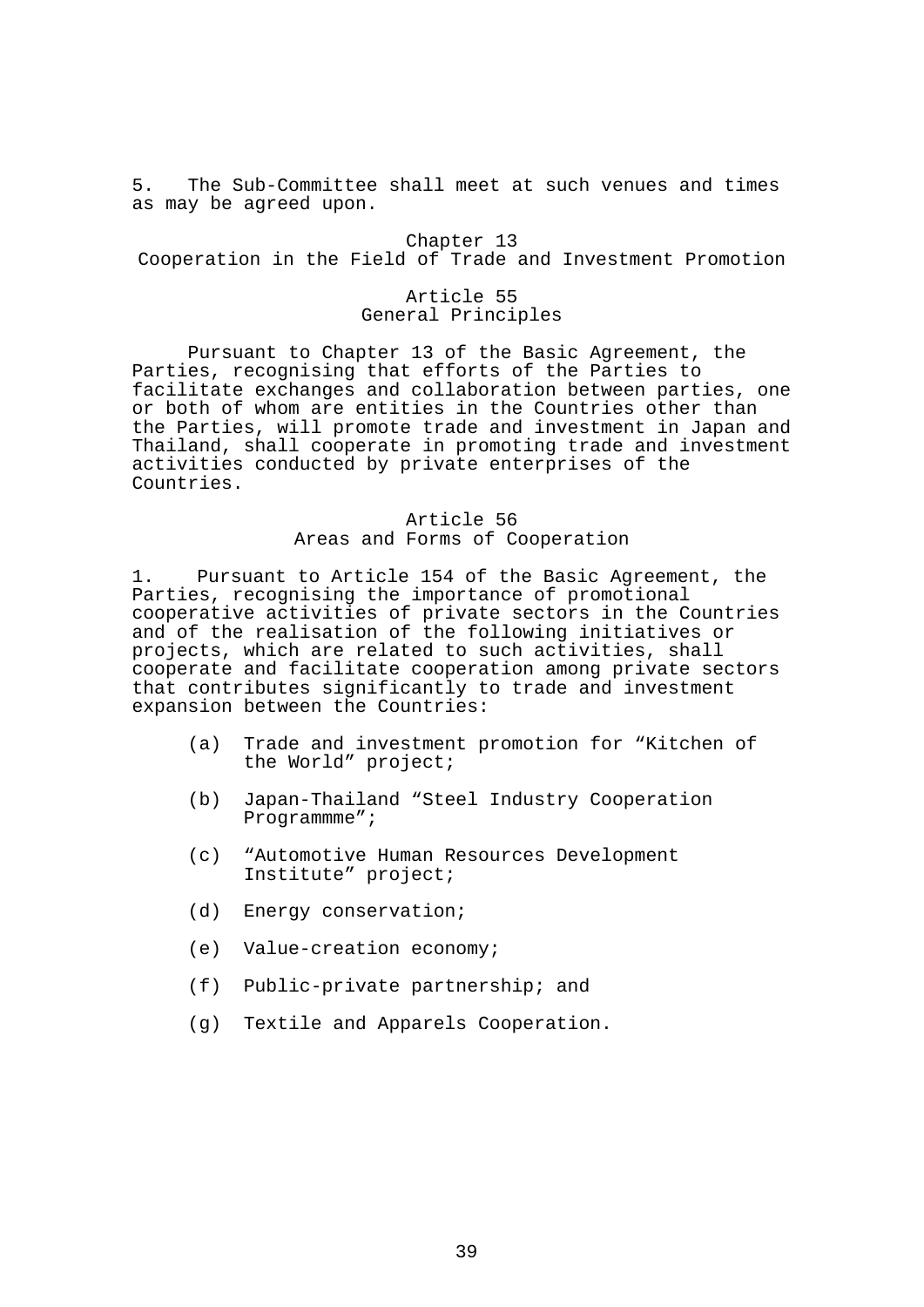5. The Sub-Committee shall meet at such venues and times as may be agreed upon.

## Chapter 13
## Cooperation in the Field of Trade and Investment Promotion

### Article 55
### General Principles

Pursuant to Chapter 13 of the Basic Agreement, the Parties, recognising that efforts of the Parties to facilitate exchanges and collaboration between parties, one or both of whom are entities in the Countries other than the Parties, will promote trade and investment in Japan and Thailand, shall cooperate in promoting trade and investment activities conducted by private enterprises of the Countries.

### Article 56
### Areas and Forms of Cooperation

1. Pursuant to Article 154 of the Basic Agreement, the Parties, recognising the importance of promotional cooperative activities of private sectors in the Countries and of the realisation of the following initiatives or projects, which are related to such activities, shall cooperate and facilitate cooperation among private sectors that contributes significantly to trade and investment expansion between the Countries:

(a) Trade and investment promotion for “Kitchen of the World” project;

(b) Japan-Thailand “Steel Industry Cooperation Programmme”;

(c) “Automotive Human Resources Development Institute” project;

(d) Energy conservation;

(e) Value-creation economy;

(f) Public-private partnership; and

(g) Textile and Apparels Cooperation.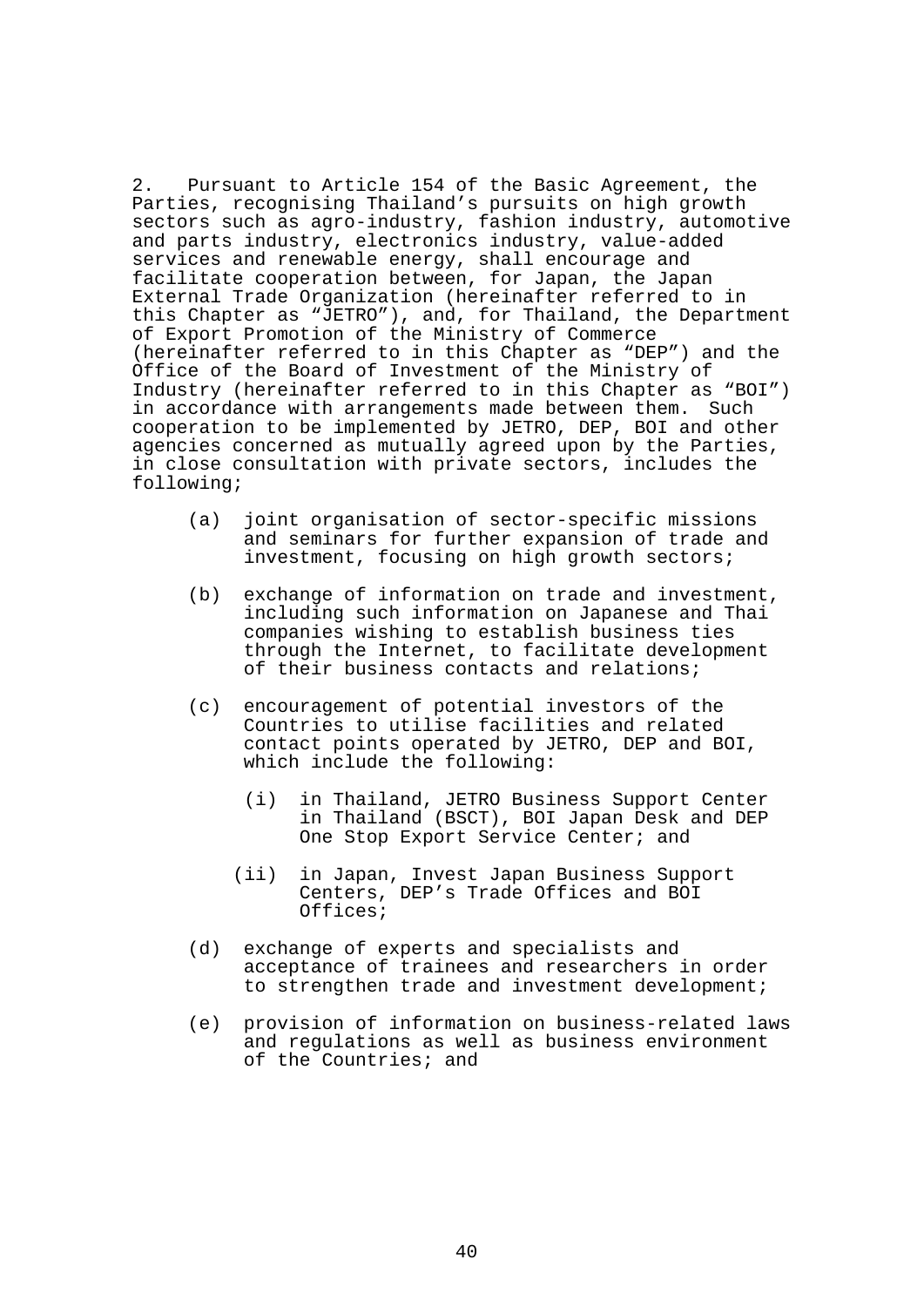2. Pursuant to Article 154 of the Basic Agreement, the Parties, recognising Thailand's pursuits on high growth sectors such as agro-industry, fashion industry, automotive and parts industry, electronics industry, value-added services and renewable energy, shall encourage and facilitate cooperation between, for Japan, the Japan External Trade Organization (hereinafter referred to in this Chapter as "JETRO"), and, for Thailand, the Department of Export Promotion of the Ministry of Commerce (hereinafter referred to in this Chapter as "DEP") and the Office of the Board of Investment of the Ministry of Industry (hereinafter referred to in this Chapter as "BOI") in accordance with arrangements made between them. Such cooperation to be implemented by JETRO, DEP, BOI and other agencies concerned as mutually agreed upon by the Parties, in close consultation with private sectors, includes the following;

(a) joint organisation of sector-specific missions and seminars for further expansion of trade and investment, focusing on high growth sectors;

(b) exchange of information on trade and investment, including such information on Japanese and Thai companies wishing to establish business ties through the Internet, to facilitate development of their business contacts and relations;

(c) encouragement of potential investors of the Countries to utilise facilities and related contact points operated by JETRO, DEP and BOI, which include the following:

 (i) in Thailand, JETRO Business Support Center in Thailand (BSCT), BOI Japan Desk and DEP One Stop Export Service Center; and

 (ii) in Japan, Invest Japan Business Support Centers, DEP's Trade Offices and BOI Offices;

(d) exchange of experts and specialists and acceptance of trainees and researchers in order to strengthen trade and investment development;

(e) provision of information on business-related laws and regulations as well as business environment of the Countries; and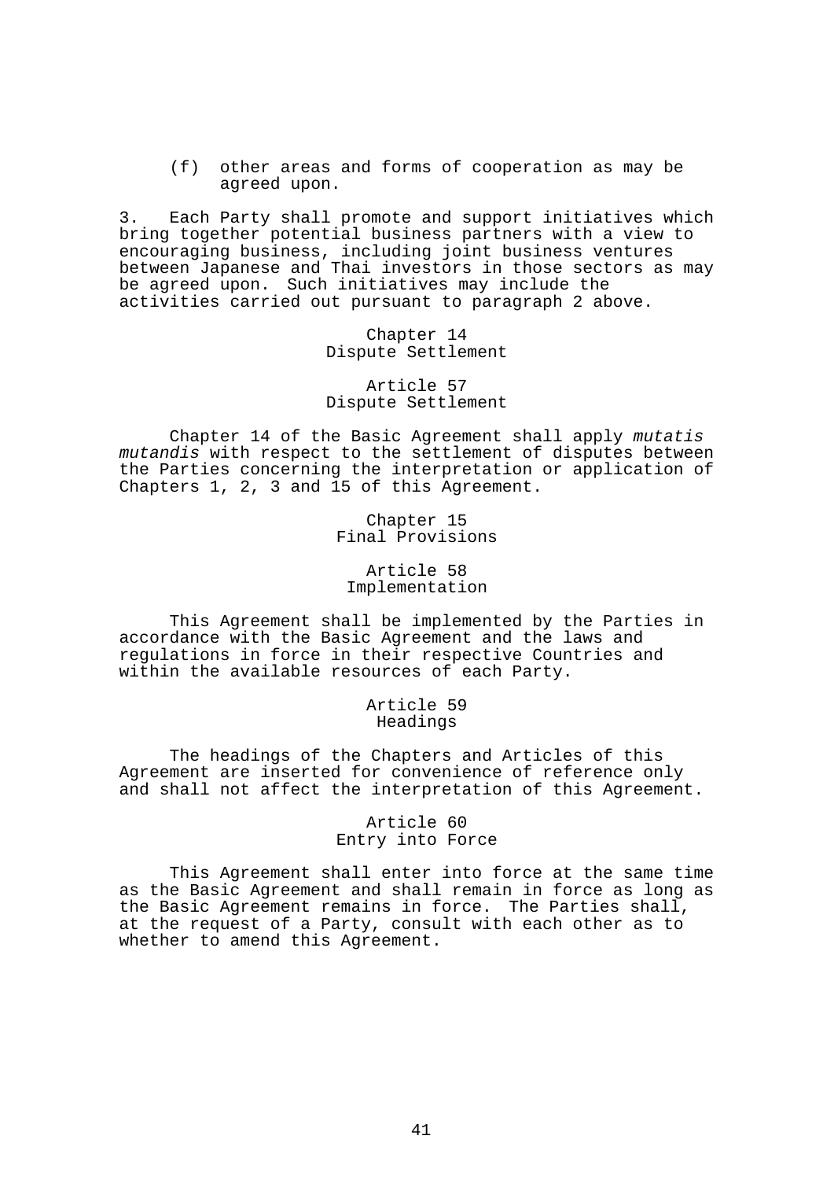(f) other areas and forms of cooperation as may be agreed upon.

3. Each Party shall promote and support initiatives which bring together potential business partners with a view to encouraging business, including joint business ventures between Japanese and Thai investors in those sectors as may be agreed upon. Such initiatives may include the activities carried out pursuant to paragraph 2 above.

## Chapter 14
## Dispute Settlement

### Article 57
### Dispute Settlement

Chapter 14 of the Basic Agreement shall apply *mutatis mutandis* with respect to the settlement of disputes between the Parties concerning the interpretation or application of Chapters 1, 2, 3 and 15 of this Agreement.

## Chapter 15
## Final Provisions

### Article 58
### Implementation

This Agreement shall be implemented by the Parties in accordance with the Basic Agreement and the laws and regulations in force in their respective Countries and within the available resources of each Party.

### Article 59
### Headings

The headings of the Chapters and Articles of this Agreement are inserted for convenience of reference only and shall not affect the interpretation of this Agreement.

### Article 60
### Entry into Force

This Agreement shall enter into force at the same time as the Basic Agreement and shall remain in force as long as the Basic Agreement remains in force. The Parties shall, at the request of a Party, consult with each other as to whether to amend this Agreement.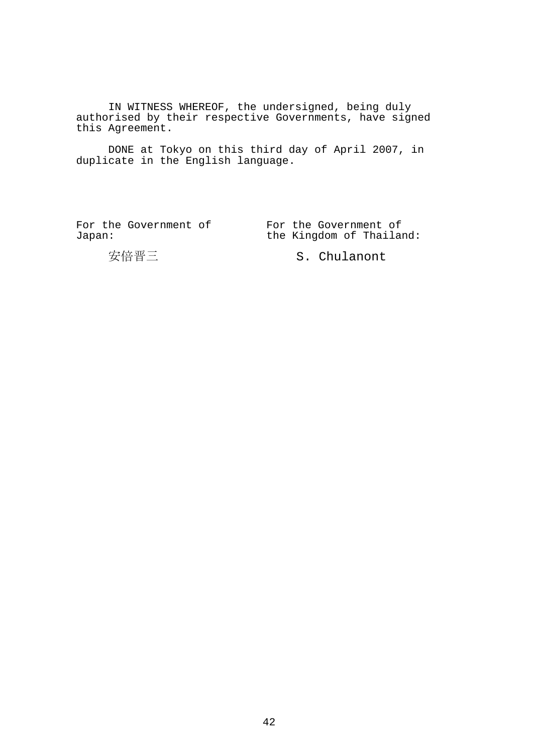IN WITNESS WHEREOF, the undersigned, being duly authorised by their respective Governments, have signed this Agreement.

DONE at Tokyo on this third day of April 2007, in duplicate in the English language.

| For the Government of Japan: | For the Government of the Kingdom of Thailand: |
| --- | --- |
| 安倍晋三 | S. Chulanont |